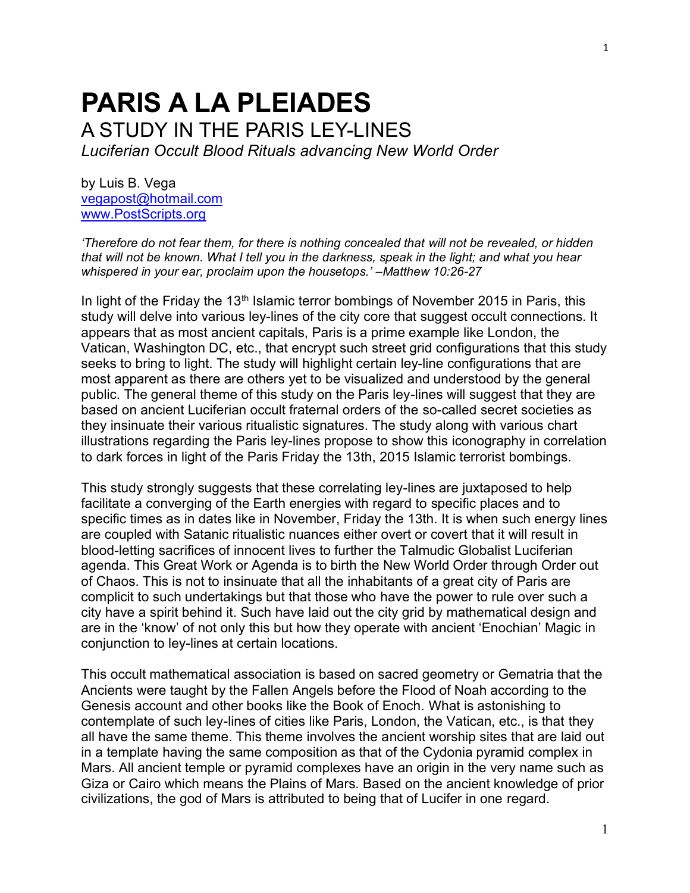# PARIS A LA PLEIADES

## A STUDY IN THE PARIS LEY-LINES

*Luciferian Occult Blood Rituals advancing New World Order*

by Luis B. Vega
vegapost@hotmail.com
www.PostScripts.org

*'Therefore do not fear them, for there is nothing concealed that will not be revealed, or hidden that will not be known. What I tell you in the darkness, speak in the light; and what you hear whispered in your ear, proclaim upon the housetops.' –Matthew 10:26-27*

In light of the Friday the 13th Islamic terror bombings of November 2015 in Paris, this study will delve into various ley-lines of the city core that suggest occult connections. It appears that as most ancient capitals, Paris is a prime example like London, the Vatican, Washington DC, etc., that encrypt such street grid configurations that this study seeks to bring to light. The study will highlight certain ley-line configurations that are most apparent as there are others yet to be visualized and understood by the general public. The general theme of this study on the Paris ley-lines will suggest that they are based on ancient Luciferian occult fraternal orders of the so-called secret societies as they insinuate their various ritualistic signatures. The study along with various chart illustrations regarding the Paris ley-lines propose to show this iconography in correlation to dark forces in light of the Paris Friday the 13th, 2015 Islamic terrorist bombings.

This study strongly suggests that these correlating ley-lines are juxtaposed to help facilitate a converging of the Earth energies with regard to specific places and to specific times as in dates like in November, Friday the 13th. It is when such energy lines are coupled with Satanic ritualistic nuances either overt or covert that it will result in blood-letting sacrifices of innocent lives to further the Talmudic Globalist Luciferian agenda. This Great Work or Agenda is to birth the New World Order through Order out of Chaos. This is not to insinuate that all the inhabitants of a great city of Paris are complicit to such undertakings but that those who have the power to rule over such a city have a spirit behind it. Such have laid out the city grid by mathematical design and are in the 'know' of not only this but how they operate with ancient 'Enochian' Magic in conjunction to ley-lines at certain locations.

This occult mathematical association is based on sacred geometry or Gematria that the Ancients were taught by the Fallen Angels before the Flood of Noah according to the Genesis account and other books like the Book of Enoch. What is astonishing to contemplate of such ley-lines of cities like Paris, London, the Vatican, etc., is that they all have the same theme. This theme involves the ancient worship sites that are laid out in a template having the same composition as that of the Cydonia pyramid complex in Mars. All ancient temple or pyramid complexes have an origin in the very name such as Giza or Cairo which means the Plains of Mars. Based on the ancient knowledge of prior civilizations, the god of Mars is attributed to being that of Lucifer in one regard.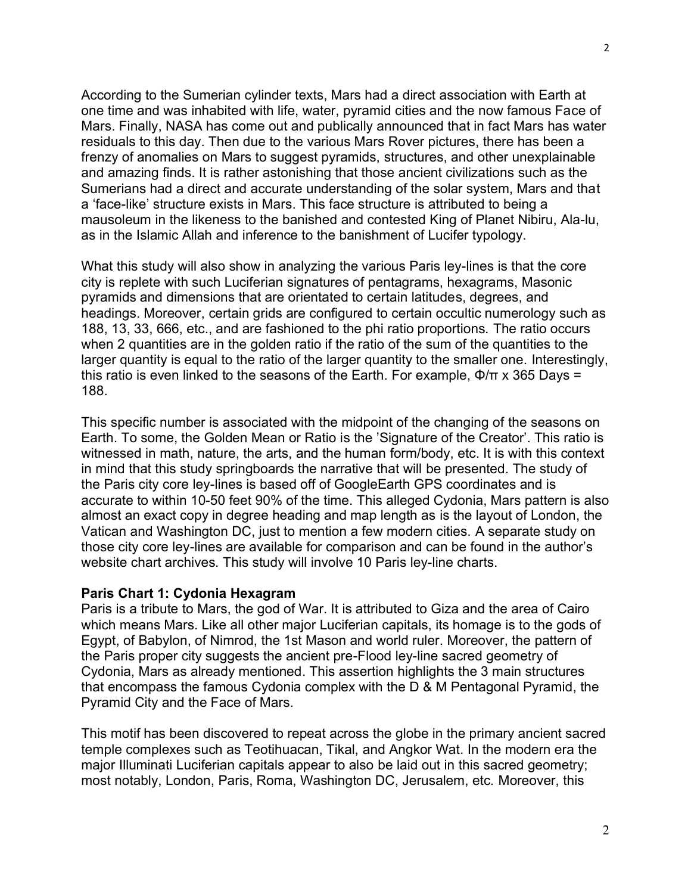According to the Sumerian cylinder texts, Mars had a direct association with Earth at one time and was inhabited with life, water, pyramid cities and the now famous Face of Mars. Finally, NASA has come out and publically announced that in fact Mars has water residuals to this day. Then due to the various Mars Rover pictures, there has been a frenzy of anomalies on Mars to suggest pyramids, structures, and other unexplainable and amazing finds. It is rather astonishing that those ancient civilizations such as the Sumerians had a direct and accurate understanding of the solar system, Mars and that a 'face-like' structure exists in Mars. This face structure is attributed to being a mausoleum in the likeness to the banished and contested King of Planet Nibiru, Ala-lu, as in the Islamic Allah and inference to the banishment of Lucifer typology.

What this study will also show in analyzing the various Paris ley-lines is that the core city is replete with such Luciferian signatures of pentagrams, hexagrams, Masonic pyramids and dimensions that are orientated to certain latitudes, degrees, and headings. Moreover, certain grids are configured to certain occultic numerology such as 188, 13, 33, 666, etc., and are fashioned to the phi ratio proportions. The ratio occurs when 2 quantities are in the golden ratio if the ratio of the sum of the quantities to the larger quantity is equal to the ratio of the larger quantity to the smaller one. Interestingly, this ratio is even linked to the seasons of the Earth. For example, $\Phi/\pi$ x 365 Days = 188.

This specific number is associated with the midpoint of the changing of the seasons on Earth. To some, the Golden Mean or Ratio is the 'Signature of the Creator'. This ratio is witnessed in math, nature, the arts, and the human form/body, etc. It is with this context in mind that this study springboards the narrative that will be presented. The study of the Paris city core ley-lines is based off of GoogleEarth GPS coordinates and is accurate to within 10-50 feet 90% of the time. This alleged Cydonia, Mars pattern is also almost an exact copy in degree heading and map length as is the layout of London, the Vatican and Washington DC, just to mention a few modern cities. A separate study on those city core ley-lines are available for comparison and can be found in the author's website chart archives. This study will involve 10 Paris ley-line charts.

**Paris Chart 1: Cydonia Hexagram**

Paris is a tribute to Mars, the god of War. It is attributed to Giza and the area of Cairo which means Mars. Like all other major Luciferian capitals, its homage is to the gods of Egypt, of Babylon, of Nimrod, the 1st Mason and world ruler. Moreover, the pattern of the Paris proper city suggests the ancient pre-Flood ley-line sacred geometry of Cydonia, Mars as already mentioned. This assertion highlights the 3 main structures that encompass the famous Cydonia complex with the D & M Pentagonal Pyramid, the Pyramid City and the Face of Mars.

This motif has been discovered to repeat across the globe in the primary ancient sacred temple complexes such as Teotihuacan, Tikal, and Angkor Wat. In the modern era the major Illuminati Luciferian capitals appear to also be laid out in this sacred geometry; most notably, London, Paris, Roma, Washington DC, Jerusalem, etc. Moreover, this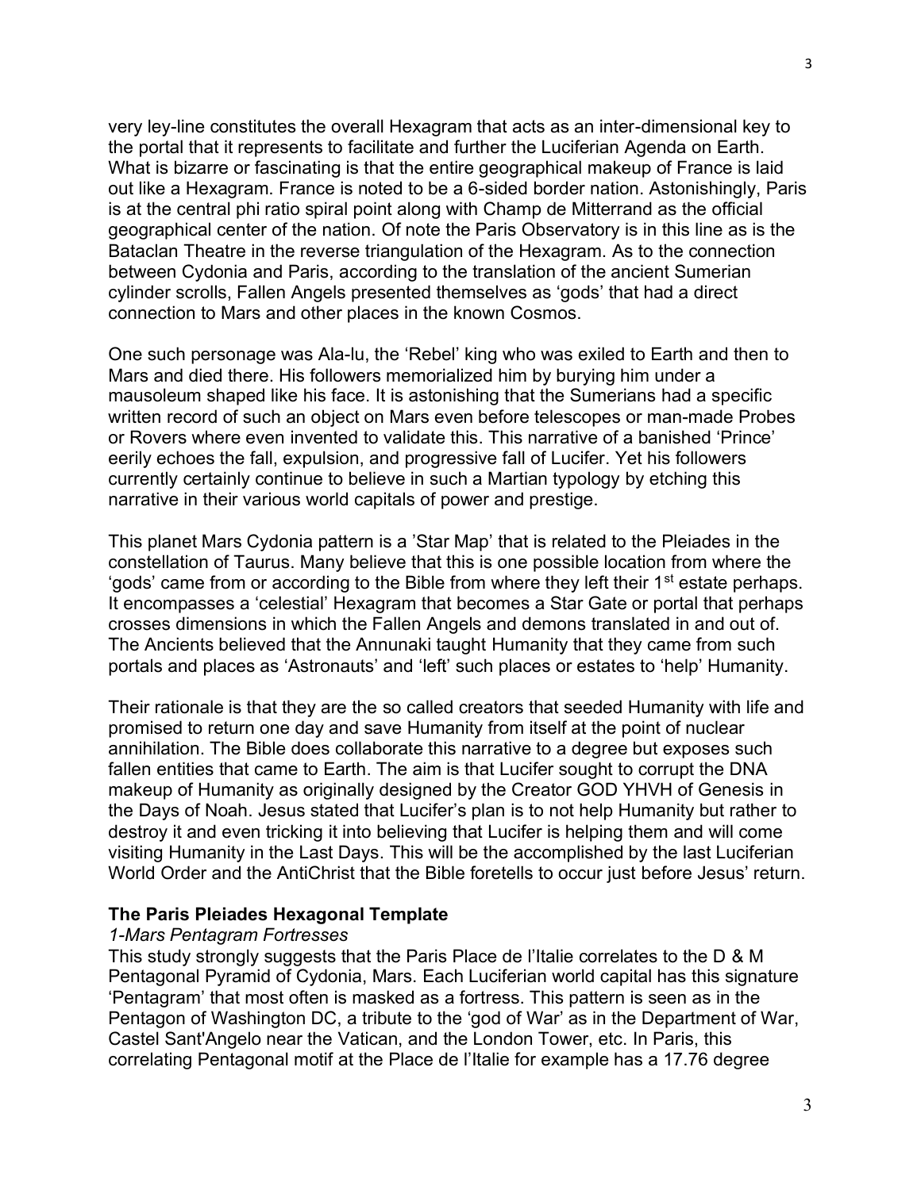very ley-line constitutes the overall Hexagram that acts as an inter-dimensional key to the portal that it represents to facilitate and further the Luciferian Agenda on Earth. What is bizarre or fascinating is that the entire geographical makeup of France is laid out like a Hexagram. France is noted to be a 6-sided border nation. Astonishingly, Paris is at the central phi ratio spiral point along with Champ de Mitterrand as the official geographical center of the nation. Of note the Paris Observatory is in this line as is the Bataclan Theatre in the reverse triangulation of the Hexagram. As to the connection between Cydonia and Paris, according to the translation of the ancient Sumerian cylinder scrolls, Fallen Angels presented themselves as 'gods' that had a direct connection to Mars and other places in the known Cosmos.

One such personage was Ala-lu, the 'Rebel' king who was exiled to Earth and then to Mars and died there. His followers memorialized him by burying him under a mausoleum shaped like his face. It is astonishing that the Sumerians had a specific written record of such an object on Mars even before telescopes or man-made Probes or Rovers where even invented to validate this. This narrative of a banished 'Prince' eerily echoes the fall, expulsion, and progressive fall of Lucifer. Yet his followers currently certainly continue to believe in such a Martian typology by etching this narrative in their various world capitals of power and prestige.

This planet Mars Cydonia pattern is a 'Star Map' that is related to the Pleiades in the constellation of Taurus. Many believe that this is one possible location from where the 'gods' came from or according to the Bible from where they left their 1st estate perhaps. It encompasses a 'celestial' Hexagram that becomes a Star Gate or portal that perhaps crosses dimensions in which the Fallen Angels and demons translated in and out of. The Ancients believed that the Annunaki taught Humanity that they came from such portals and places as 'Astronauts' and 'left' such places or estates to 'help' Humanity.

Their rationale is that they are the so called creators that seeded Humanity with life and promised to return one day and save Humanity from itself at the point of nuclear annihilation. The Bible does collaborate this narrative to a degree but exposes such fallen entities that came to Earth. The aim is that Lucifer sought to corrupt the DNA makeup of Humanity as originally designed by the Creator GOD YHVH of Genesis in the Days of Noah. Jesus stated that Lucifer's plan is to not help Humanity but rather to destroy it and even tricking it into believing that Lucifer is helping them and will come visiting Humanity in the Last Days. This will be the accomplished by the last Luciferian World Order and the AntiChrist that the Bible foretells to occur just before Jesus' return.

**The Paris Pleiades Hexagonal Template**

*1-Mars Pentagram Fortresses*

This study strongly suggests that the Paris Place de l'Italie correlates to the D & M Pentagonal Pyramid of Cydonia, Mars. Each Luciferian world capital has this signature 'Pentagram' that most often is masked as a fortress. This pattern is seen as in the Pentagon of Washington DC, a tribute to the 'god of War' as in the Department of War, Castel Sant'Angelo near the Vatican, and the London Tower, etc. In Paris, this correlating Pentagonal motif at the Place de l'Italie for example has a 17.76 degree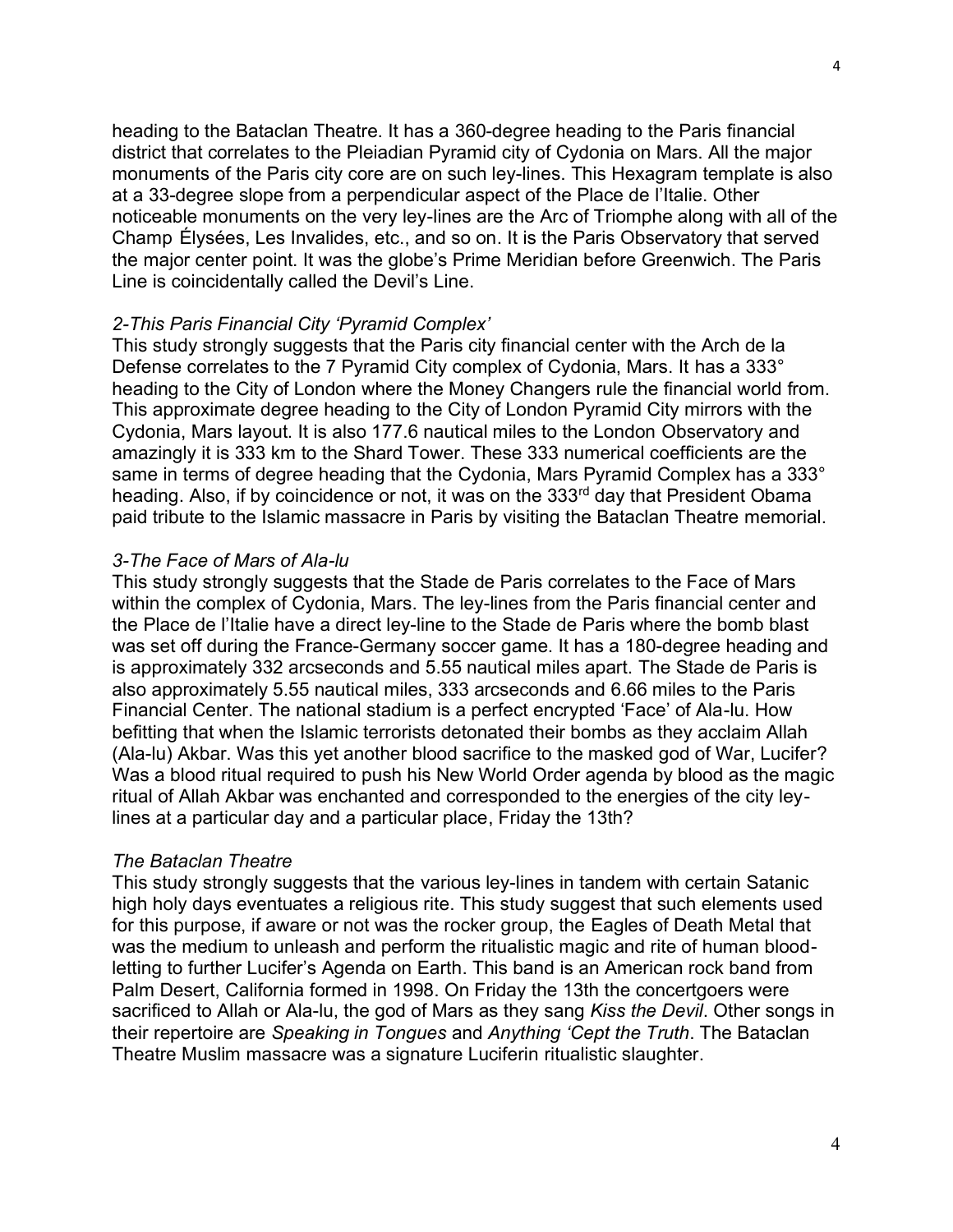heading to the Bataclan Theatre. It has a 360-degree heading to the Paris financial district that correlates to the Pleiadian Pyramid city of Cydonia on Mars. All the major monuments of the Paris city core are on such ley-lines. This Hexagram template is also at a 33-degree slope from a perpendicular aspect of the Place de l'Italie. Other noticeable monuments on the very ley-lines are the Arc of Triomphe along with all of the Champ Élysées, Les Invalides, etc., and so on. It is the Paris Observatory that served the major center point. It was the globe's Prime Meridian before Greenwich. The Paris Line is coincidentally called the Devil's Line.

*2-This Paris Financial City 'Pyramid Complex'*

This study strongly suggests that the Paris city financial center with the Arch de la Defense correlates to the 7 Pyramid City complex of Cydonia, Mars. It has a 333° heading to the City of London where the Money Changers rule the financial world from. This approximate degree heading to the City of London Pyramid City mirrors with the Cydonia, Mars layout. It is also 177.6 nautical miles to the London Observatory and amazingly it is 333 km to the Shard Tower. These 333 numerical coefficients are the same in terms of degree heading that the Cydonia, Mars Pyramid Complex has a 333° heading. Also, if by coincidence or not, it was on the 333rd day that President Obama paid tribute to the Islamic massacre in Paris by visiting the Bataclan Theatre memorial.

*3-The Face of Mars of Ala-lu*

This study strongly suggests that the Stade de Paris correlates to the Face of Mars within the complex of Cydonia, Mars. The ley-lines from the Paris financial center and the Place de l'Italie have a direct ley-line to the Stade de Paris where the bomb blast was set off during the France-Germany soccer game. It has a 180-degree heading and is approximately 332 arcseconds and 5.55 nautical miles apart. The Stade de Paris is also approximately 5.55 nautical miles, 333 arcseconds and 6.66 miles to the Paris Financial Center. The national stadium is a perfect encrypted 'Face' of Ala-lu. How befitting that when the Islamic terrorists detonated their bombs as they acclaim Allah (Ala-lu) Akbar. Was this yet another blood sacrifice to the masked god of War, Lucifer? Was a blood ritual required to push his New World Order agenda by blood as the magic ritual of Allah Akbar was enchanted and corresponded to the energies of the city ley-lines at a particular day and a particular place, Friday the 13th?

*The Bataclan Theatre*

This study strongly suggests that the various ley-lines in tandem with certain Satanic high holy days eventuates a religious rite. This study suggest that such elements used for this purpose, if aware or not was the rocker group, the Eagles of Death Metal that was the medium to unleash and perform the ritualistic magic and rite of human blood-letting to further Lucifer's Agenda on Earth. This band is an American rock band from Palm Desert, California formed in 1998. On Friday the 13th the concertgoers were sacrificed to Allah or Ala-lu, the god of Mars as they sang *Kiss the Devil*. Other songs in their repertoire are *Speaking in Tongues* and *Anything 'Cept the Truth*. The Bataclan Theatre Muslim massacre was a signature Luciferin ritualistic slaughter.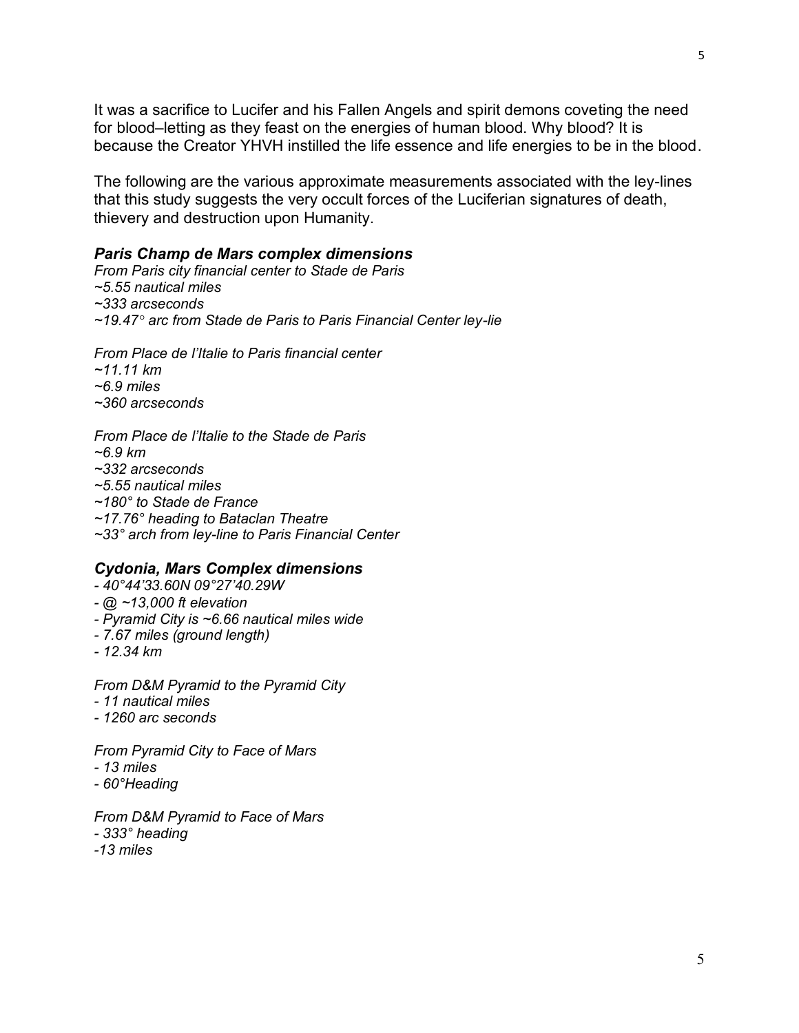It was a sacrifice to Lucifer and his Fallen Angels and spirit demons coveting the need for blood–letting as they feast on the energies of human blood. Why blood? It is because the Creator YHVH instilled the life essence and life energies to be in the blood.

The following are the various approximate measurements associated with the ley-lines that this study suggests the very occult forces of the Luciferian signatures of death, thievery and destruction upon Humanity.

### *Paris Champ de Mars complex dimensions*

*From Paris city financial center to Stade de Paris*
*~5.55 nautical miles*
*~333 arcseconds*
*~19.47° arc from Stade de Paris to Paris Financial Center ley-lie*

*From Place de l'Italie to Paris financial center*
*~11.11 km*
*~6.9 miles*
*~360 arcseconds*

*From Place de l'Italie to the Stade de Paris*
*~6.9 km*
*~332 arcseconds*
*~5.55 nautical miles*
*~180° to Stade de France*
*~17.76° heading to Bataclan Theatre*
*~33° arch from ley-line to Paris Financial Center*

### *Cydonia, Mars Complex dimensions*

*- 40°44'33.60N 09°27'40.29W*
*- @ ~13,000 ft elevation*
*- Pyramid City is ~6.66 nautical miles wide*
*- 7.67 miles (ground length)*
*- 12.34 km*

*From D&M Pyramid to the Pyramid City*
*- 11 nautical miles*
*- 1260 arc seconds*

*From Pyramid City to Face of Mars*
*- 13 miles*
*- 60°Heading*

*From D&M Pyramid to Face of Mars*
*- 333° heading*
*-13 miles*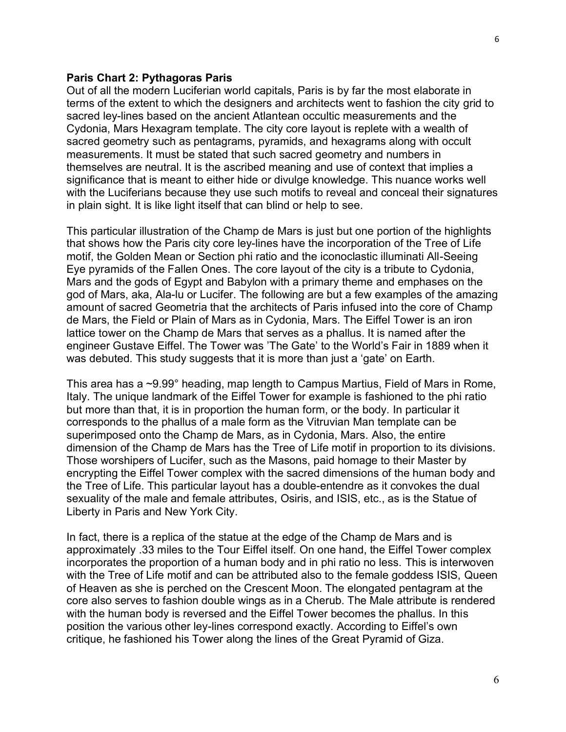**Paris Chart 2: Pythagoras Paris**

Out of all the modern Luciferian world capitals, Paris is by far the most elaborate in terms of the extent to which the designers and architects went to fashion the city grid to sacred ley-lines based on the ancient Atlantean occultic measurements and the Cydonia, Mars Hexagram template. The city core layout is replete with a wealth of sacred geometry such as pentagrams, pyramids, and hexagrams along with occult measurements. It must be stated that such sacred geometry and numbers in themselves are neutral. It is the ascribed meaning and use of context that implies a significance that is meant to either hide or divulge knowledge. This nuance works well with the Luciferians because they use such motifs to reveal and conceal their signatures in plain sight. It is like light itself that can blind or help to see.

This particular illustration of the Champ de Mars is just but one portion of the highlights that shows how the Paris city core ley-lines have the incorporation of the Tree of Life motif, the Golden Mean or Section phi ratio and the iconoclastic illuminati All-Seeing Eye pyramids of the Fallen Ones. The core layout of the city is a tribute to Cydonia, Mars and the gods of Egypt and Babylon with a primary theme and emphases on the god of Mars, aka, Ala-lu or Lucifer. The following are but a few examples of the amazing amount of sacred Geometria that the architects of Paris infused into the core of Champ de Mars, the Field or Plain of Mars as in Cydonia, Mars. The Eiffel Tower is an iron lattice tower on the Champ de Mars that serves as a phallus. It is named after the engineer Gustave Eiffel. The Tower was 'The Gate' to the World's Fair in 1889 when it was debuted. This study suggests that it is more than just a 'gate' on Earth.

This area has a ~9.99° heading, map length to Campus Martius, Field of Mars in Rome, Italy. The unique landmark of the Eiffel Tower for example is fashioned to the phi ratio but more than that, it is in proportion the human form, or the body. In particular it corresponds to the phallus of a male form as the Vitruvian Man template can be superimposed onto the Champ de Mars, as in Cydonia, Mars. Also, the entire dimension of the Champ de Mars has the Tree of Life motif in proportion to its divisions. Those worshipers of Lucifer, such as the Masons, paid homage to their Master by encrypting the Eiffel Tower complex with the sacred dimensions of the human body and the Tree of Life. This particular layout has a double-entendre as it convokes the dual sexuality of the male and female attributes, Osiris, and ISIS, etc., as is the Statue of Liberty in Paris and New York City.

In fact, there is a replica of the statue at the edge of the Champ de Mars and is approximately .33 miles to the Tour Eiffel itself. On one hand, the Eiffel Tower complex incorporates the proportion of a human body and in phi ratio no less. This is interwoven with the Tree of Life motif and can be attributed also to the female goddess ISIS, Queen of Heaven as she is perched on the Crescent Moon. The elongated pentagram at the core also serves to fashion double wings as in a Cherub. The Male attribute is rendered with the human body is reversed and the Eiffel Tower becomes the phallus. In this position the various other ley-lines correspond exactly. According to Eiffel's own critique, he fashioned his Tower along the lines of the Great Pyramid of Giza.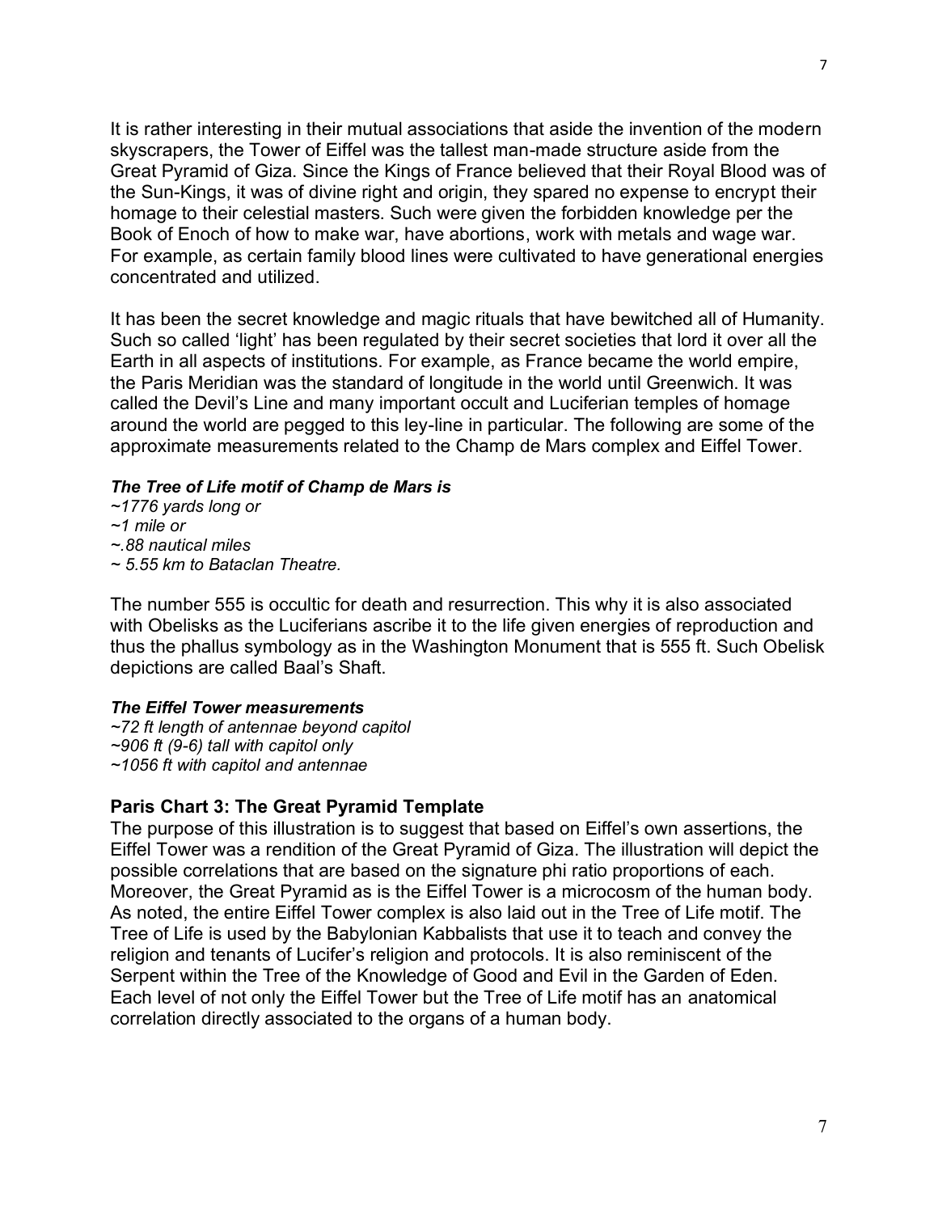It is rather interesting in their mutual associations that aside the invention of the modern skyscrapers, the Tower of Eiffel was the tallest man-made structure aside from the Great Pyramid of Giza. Since the Kings of France believed that their Royal Blood was of the Sun-Kings, it was of divine right and origin, they spared no expense to encrypt their homage to their celestial masters. Such were given the forbidden knowledge per the Book of Enoch of how to make war, have abortions, work with metals and wage war. For example, as certain family blood lines were cultivated to have generational energies concentrated and utilized.

It has been the secret knowledge and magic rituals that have bewitched all of Humanity. Such so called 'light' has been regulated by their secret societies that lord it over all the Earth in all aspects of institutions. For example, as France became the world empire, the Paris Meridian was the standard of longitude in the world until Greenwich. It was called the Devil's Line and many important occult and Luciferian temples of homage around the world are pegged to this ley-line in particular. The following are some of the approximate measurements related to the Champ de Mars complex and Eiffel Tower.

***The Tree of Life motif of Champ de Mars is***

*~1776 yards long or*
*~1 mile or*
*~.88 nautical miles*
*~ 5.55 km to Bataclan Theatre.*

The number 555 is occultic for death and resurrection. This why it is also associated with Obelisks as the Luciferians ascribe it to the life given energies of reproduction and thus the phallus symbology as in the Washington Monument that is 555 ft. Such Obelisk depictions are called Baal's Shaft.

***The Eiffel Tower measurements***

*~72 ft length of antennae beyond capitol*
*~906 ft (9-6) tall with capitol only*
*~1056 ft with capitol and antennae*

### Paris Chart 3: The Great Pyramid Template

The purpose of this illustration is to suggest that based on Eiffel's own assertions, the Eiffel Tower was a rendition of the Great Pyramid of Giza. The illustration will depict the possible correlations that are based on the signature phi ratio proportions of each. Moreover, the Great Pyramid as is the Eiffel Tower is a microcosm of the human body. As noted, the entire Eiffel Tower complex is also laid out in the Tree of Life motif. The Tree of Life is used by the Babylonian Kabbalists that use it to teach and convey the religion and tenants of Lucifer's religion and protocols. It is also reminiscent of the Serpent within the Tree of the Knowledge of Good and Evil in the Garden of Eden. Each level of not only the Eiffel Tower but the Tree of Life motif has an anatomical correlation directly associated to the organs of a human body.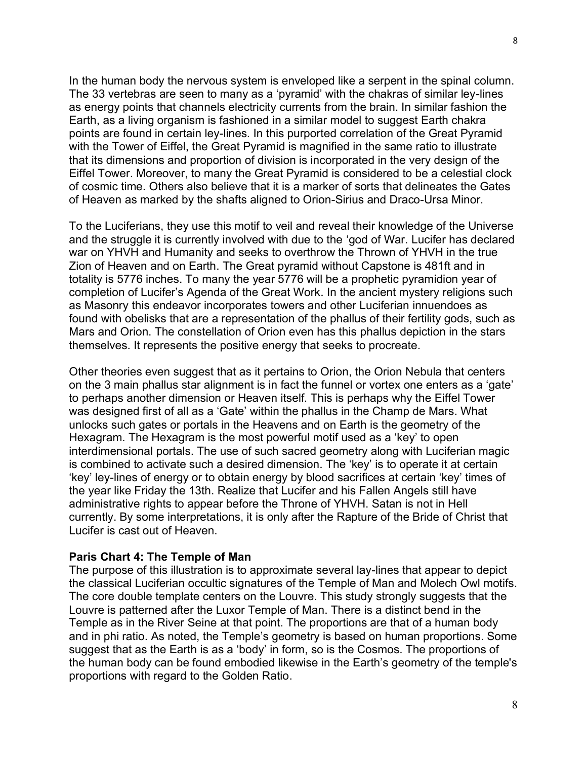In the human body the nervous system is enveloped like a serpent in the spinal column. The 33 vertebras are seen to many as a 'pyramid' with the chakras of similar ley-lines as energy points that channels electricity currents from the brain. In similar fashion the Earth, as a living organism is fashioned in a similar model to suggest Earth chakra points are found in certain ley-lines. In this purported correlation of the Great Pyramid with the Tower of Eiffel, the Great Pyramid is magnified in the same ratio to illustrate that its dimensions and proportion of division is incorporated in the very design of the Eiffel Tower. Moreover, to many the Great Pyramid is considered to be a celestial clock of cosmic time. Others also believe that it is a marker of sorts that delineates the Gates of Heaven as marked by the shafts aligned to Orion-Sirius and Draco-Ursa Minor.

To the Luciferians, they use this motif to veil and reveal their knowledge of the Universe and the struggle it is currently involved with due to the 'god of War. Lucifer has declared war on YHVH and Humanity and seeks to overthrow the Thrown of YHVH in the true Zion of Heaven and on Earth. The Great pyramid without Capstone is 481ft and in totality is 5776 inches. To many the year 5776 will be a prophetic pyramidion year of completion of Lucifer's Agenda of the Great Work. In the ancient mystery religions such as Masonry this endeavor incorporates towers and other Luciferian innuendoes as found with obelisks that are a representation of the phallus of their fertility gods, such as Mars and Orion. The constellation of Orion even has this phallus depiction in the stars themselves. It represents the positive energy that seeks to procreate.

Other theories even suggest that as it pertains to Orion, the Orion Nebula that centers on the 3 main phallus star alignment is in fact the funnel or vortex one enters as a 'gate' to perhaps another dimension or Heaven itself. This is perhaps why the Eiffel Tower was designed first of all as a 'Gate' within the phallus in the Champ de Mars. What unlocks such gates or portals in the Heavens and on Earth is the geometry of the Hexagram. The Hexagram is the most powerful motif used as a 'key' to open interdimensional portals. The use of such sacred geometry along with Luciferian magic is combined to activate such a desired dimension. The 'key' is to operate it at certain 'key' ley-lines of energy or to obtain energy by blood sacrifices at certain 'key' times of the year like Friday the 13th. Realize that Lucifer and his Fallen Angels still have administrative rights to appear before the Throne of YHVH. Satan is not in Hell currently. By some interpretations, it is only after the Rapture of the Bride of Christ that Lucifer is cast out of Heaven.

**Paris Chart 4: The Temple of Man**

The purpose of this illustration is to approximate several lay-lines that appear to depict the classical Luciferian occultic signatures of the Temple of Man and Molech Owl motifs. The core double template centers on the Louvre. This study strongly suggests that the Louvre is patterned after the Luxor Temple of Man. There is a distinct bend in the Temple as in the River Seine at that point. The proportions are that of a human body and in phi ratio. As noted, the Temple's geometry is based on human proportions. Some suggest that as the Earth is as a 'body' in form, so is the Cosmos. The proportions of the human body can be found embodied likewise in the Earth's geometry of the temple's proportions with regard to the Golden Ratio.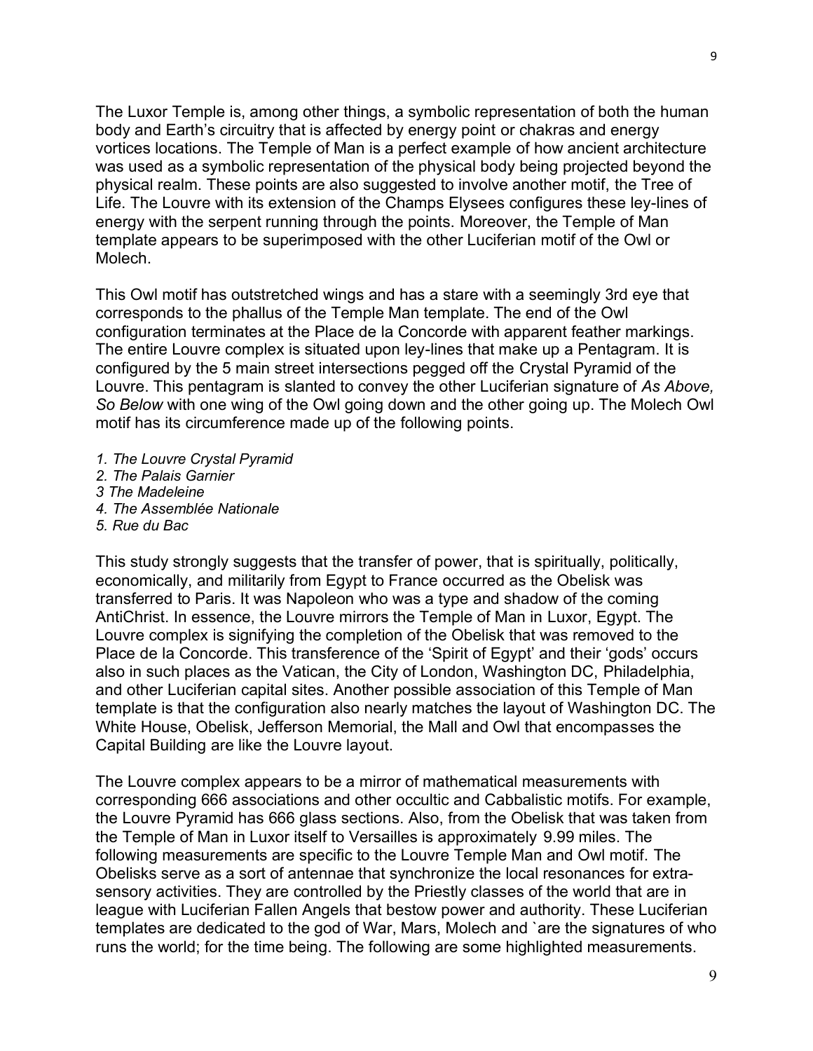The Luxor Temple is, among other things, a symbolic representation of both the human body and Earth's circuitry that is affected by energy point or chakras and energy vortices locations. The Temple of Man is a perfect example of how ancient architecture was used as a symbolic representation of the physical body being projected beyond the physical realm. These points are also suggested to involve another motif, the Tree of Life. The Louvre with its extension of the Champs Elysees configures these ley-lines of energy with the serpent running through the points. Moreover, the Temple of Man template appears to be superimposed with the other Luciferian motif of the Owl or Molech.

This Owl motif has outstretched wings and has a stare with a seemingly 3rd eye that corresponds to the phallus of the Temple Man template. The end of the Owl configuration terminates at the Place de la Concorde with apparent feather markings. The entire Louvre complex is situated upon ley-lines that make up a Pentagram. It is configured by the 5 main street intersections pegged off the Crystal Pyramid of the Louvre. This pentagram is slanted to convey the other Luciferian signature of *As Above, So Below* with one wing of the Owl going down and the other going up. The Molech Owl motif has its circumference made up of the following points.

*1. The Louvre Crystal Pyramid*
*2. The Palais Garnier*
*3 The Madeleine*
*4. The Assemblée Nationale*
*5. Rue du Bac*

This study strongly suggests that the transfer of power, that is spiritually, politically, economically, and militarily from Egypt to France occurred as the Obelisk was transferred to Paris. It was Napoleon who was a type and shadow of the coming AntiChrist. In essence, the Louvre mirrors the Temple of Man in Luxor, Egypt. The Louvre complex is signifying the completion of the Obelisk that was removed to the Place de la Concorde. This transference of the 'Spirit of Egypt' and their 'gods' occurs also in such places as the Vatican, the City of London, Washington DC, Philadelphia, and other Luciferian capital sites. Another possible association of this Temple of Man template is that the configuration also nearly matches the layout of Washington DC. The White House, Obelisk, Jefferson Memorial, the Mall and Owl that encompasses the Capital Building are like the Louvre layout.

The Louvre complex appears to be a mirror of mathematical measurements with corresponding 666 associations and other occultic and Cabbalistic motifs. For example, the Louvre Pyramid has 666 glass sections. Also, from the Obelisk that was taken from the Temple of Man in Luxor itself to Versailles is approximately 9.99 miles. The following measurements are specific to the Louvre Temple Man and Owl motif. The Obelisks serve as a sort of antennae that synchronize the local resonances for extra-sensory activities. They are controlled by the Priestly classes of the world that are in league with Luciferian Fallen Angels that bestow power and authority. These Luciferian templates are dedicated to the god of War, Mars, Molech and `are the signatures of who runs the world; for the time being. The following are some highlighted measurements.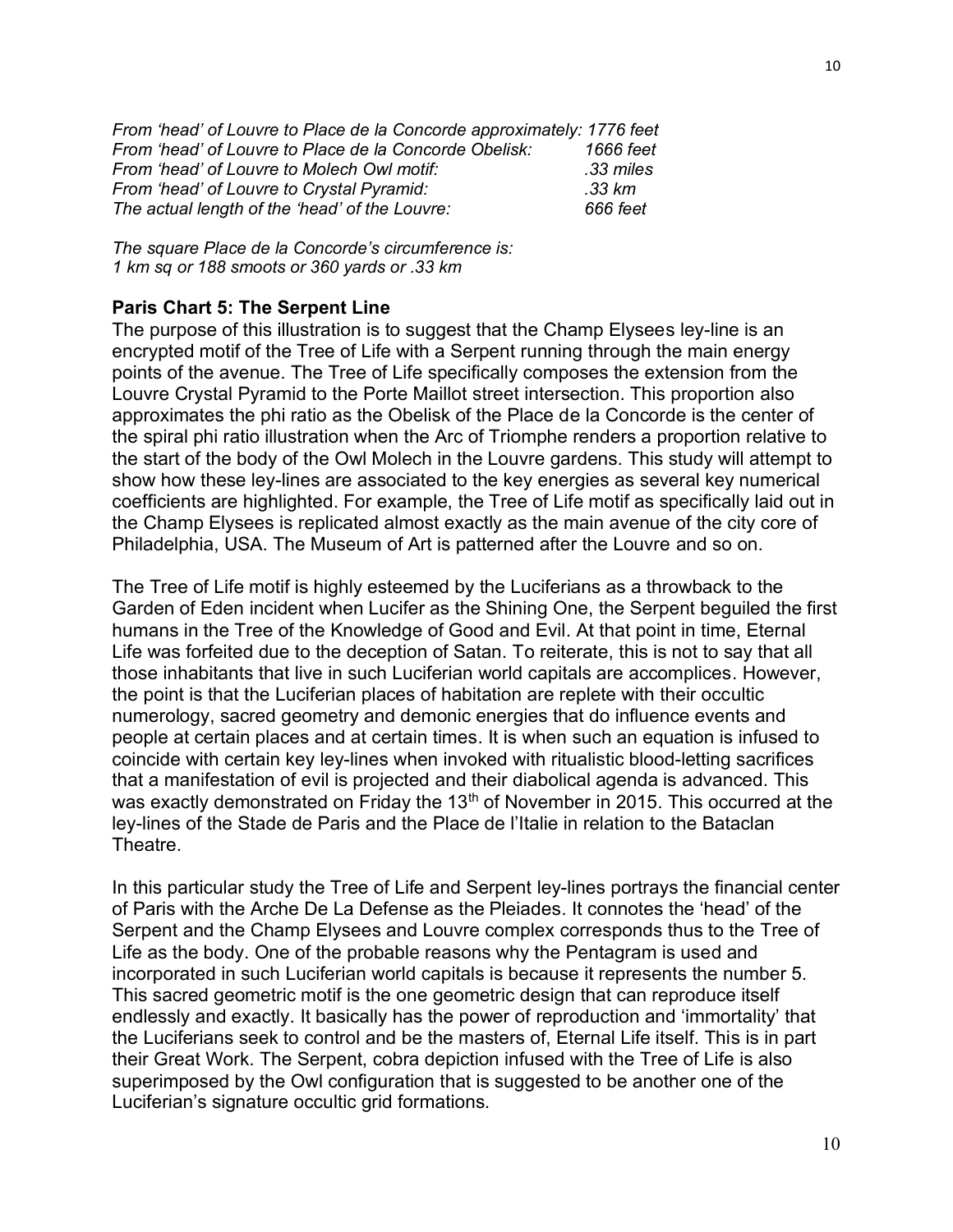*From 'head' of Louvre to Place de la Concorde approximately: 1776 feet*
*From 'head' of Louvre to Place de la Concorde Obelisk: 1666 feet*
*From 'head' of Louvre to Molech Owl motif: .33 miles*
*From 'head' of Louvre to Crystal Pyramid: .33 km*
*The actual length of the 'head' of the Louvre: 666 feet*

*The square Place de la Concorde's circumference is:*
*1 km sq or 188 smoots or 360 yards or .33 km*

**Paris Chart 5: The Serpent Line**

The purpose of this illustration is to suggest that the Champ Elysees ley-line is an encrypted motif of the Tree of Life with a Serpent running through the main energy points of the avenue. The Tree of Life specifically composes the extension from the Louvre Crystal Pyramid to the Porte Maillot street intersection. This proportion also approximates the phi ratio as the Obelisk of the Place de la Concorde is the center of the spiral phi ratio illustration when the Arc of Triomphe renders a proportion relative to the start of the body of the Owl Molech in the Louvre gardens. This study will attempt to show how these ley-lines are associated to the key energies as several key numerical coefficients are highlighted. For example, the Tree of Life motif as specifically laid out in the Champ Elysees is replicated almost exactly as the main avenue of the city core of Philadelphia, USA. The Museum of Art is patterned after the Louvre and so on.

The Tree of Life motif is highly esteemed by the Luciferians as a throwback to the Garden of Eden incident when Lucifer as the Shining One, the Serpent beguiled the first humans in the Tree of the Knowledge of Good and Evil. At that point in time, Eternal Life was forfeited due to the deception of Satan. To reiterate, this is not to say that all those inhabitants that live in such Luciferian world capitals are accomplices. However, the point is that the Luciferian places of habitation are replete with their occultic numerology, sacred geometry and demonic energies that do influence events and people at certain places and at certain times. It is when such an equation is infused to coincide with certain key ley-lines when invoked with ritualistic blood-letting sacrifices that a manifestation of evil is projected and their diabolical agenda is advanced. This was exactly demonstrated on Friday the 13th of November in 2015. This occurred at the ley-lines of the Stade de Paris and the Place de l'Italie in relation to the Bataclan Theatre.

In this particular study the Tree of Life and Serpent ley-lines portrays the financial center of Paris with the Arche De La Defense as the Pleiades. It connotes the 'head' of the Serpent and the Champ Elysees and Louvre complex corresponds thus to the Tree of Life as the body. One of the probable reasons why the Pentagram is used and incorporated in such Luciferian world capitals is because it represents the number 5. This sacred geometric motif is the one geometric design that can reproduce itself endlessly and exactly. It basically has the power of reproduction and 'immortality' that the Luciferians seek to control and be the masters of, Eternal Life itself. This is in part their Great Work. The Serpent, cobra depiction infused with the Tree of Life is also superimposed by the Owl configuration that is suggested to be another one of the Luciferian's signature occultic grid formations.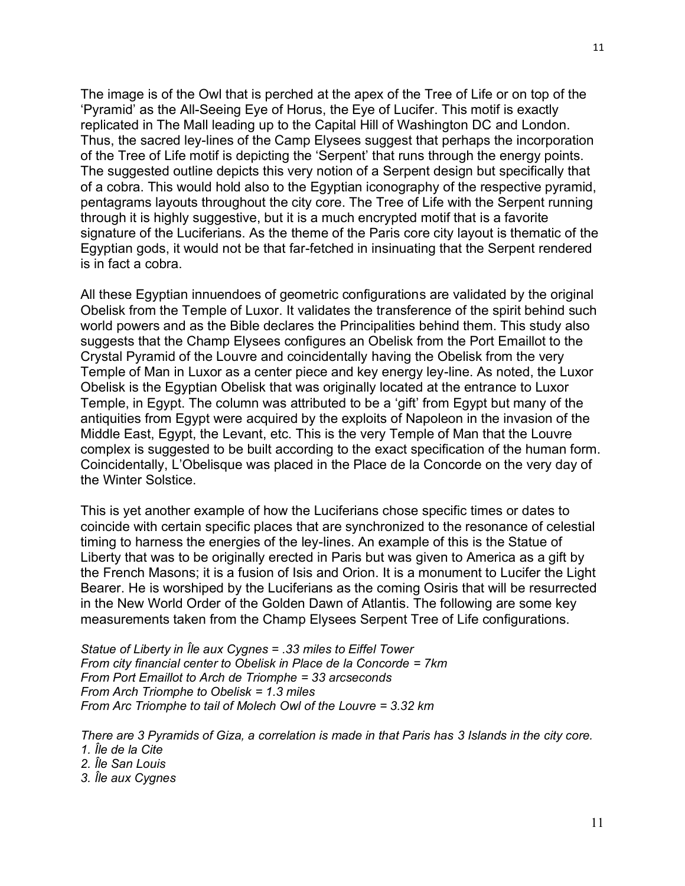The image is of the Owl that is perched at the apex of the Tree of Life or on top of the 'Pyramid' as the All-Seeing Eye of Horus, the Eye of Lucifer. This motif is exactly replicated in The Mall leading up to the Capital Hill of Washington DC and London. Thus, the sacred ley-lines of the Camp Elysees suggest that perhaps the incorporation of the Tree of Life motif is depicting the 'Serpent' that runs through the energy points. The suggested outline depicts this very notion of a Serpent design but specifically that of a cobra. This would hold also to the Egyptian iconography of the respective pyramid, pentagrams layouts throughout the city core. The Tree of Life with the Serpent running through it is highly suggestive, but it is a much encrypted motif that is a favorite signature of the Luciferians. As the theme of the Paris core city layout is thematic of the Egyptian gods, it would not be that far-fetched in insinuating that the Serpent rendered is in fact a cobra.

All these Egyptian innuendoes of geometric configurations are validated by the original Obelisk from the Temple of Luxor. It validates the transference of the spirit behind such world powers and as the Bible declares the Principalities behind them. This study also suggests that the Champ Elysees configures an Obelisk from the Port Emaillot to the Crystal Pyramid of the Louvre and coincidentally having the Obelisk from the very Temple of Man in Luxor as a center piece and key energy ley-line. As noted, the Luxor Obelisk is the Egyptian Obelisk that was originally located at the entrance to Luxor Temple, in Egypt. The column was attributed to be a 'gift' from Egypt but many of the antiquities from Egypt were acquired by the exploits of Napoleon in the invasion of the Middle East, Egypt, the Levant, etc. This is the very Temple of Man that the Louvre complex is suggested to be built according to the exact specification of the human form. Coincidentally, L'Obelisque was placed in the Place de la Concorde on the very day of the Winter Solstice.

This is yet another example of how the Luciferians chose specific times or dates to coincide with certain specific places that are synchronized to the resonance of celestial timing to harness the energies of the ley-lines. An example of this is the Statue of Liberty that was to be originally erected in Paris but was given to America as a gift by the French Masons; it is a fusion of Isis and Orion. It is a monument to Lucifer the Light Bearer. He is worshiped by the Luciferians as the coming Osiris that will be resurrected in the New World Order of the Golden Dawn of Atlantis. The following are some key measurements taken from the Champ Elysees Serpent Tree of Life configurations.

*Statue of Liberty in Île aux Cygnes = .33 miles to Eiffel Tower*
*From city financial center to Obelisk in Place de la Concorde = 7km*
*From Port Emaillot to Arch de Triomphe = 33 arcseconds*
*From Arch Triomphe to Obelisk = 1.3 miles*
*From Arc Triomphe to tail of Molech Owl of the Louvre = 3.32 km*

*There are 3 Pyramids of Giza, a correlation is made in that Paris has 3 Islands in the city core.*
*1. Île de la Cite*
*2. Île San Louis*
*3. Île aux Cygnes*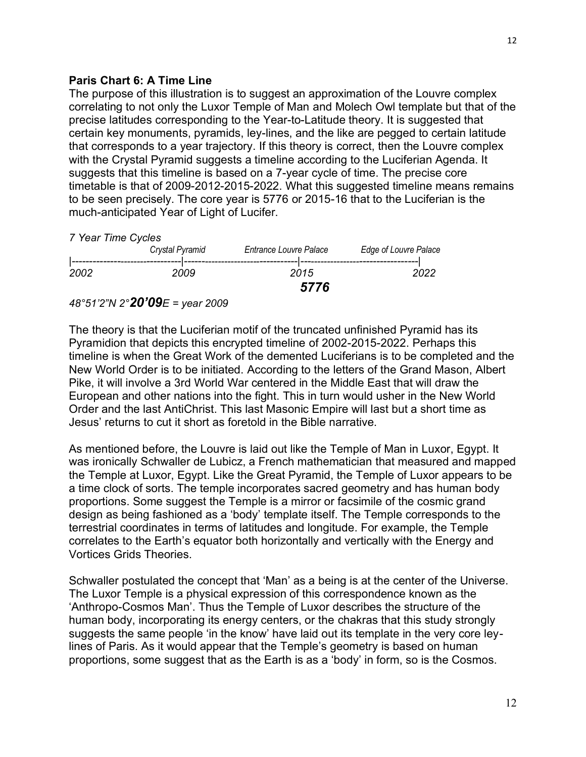**Paris Chart 6: A Time Line**

The purpose of this illustration is to suggest an approximation of the Louvre complex correlating to not only the Luxor Temple of Man and Molech Owl template but that of the precise latitudes corresponding to the Year-to-Latitude theory. It is suggested that certain key monuments, pyramids, ley-lines, and the like are pegged to certain latitude that corresponds to a year trajectory. If this theory is correct, then the Louvre complex with the Crystal Pyramid suggests a timeline according to the Luciferian Agenda. It suggests that this timeline is based on a 7-year cycle of time. The precise core timetable is that of 2009-2012-2015-2022. What this suggested timeline means remains to be seen precisely. The core year is 5776 or 2015-16 that to the Luciferian is the much-anticipated Year of Light of Lucifer.

*7 Year Time Cycles*

```
                Crystal Pyramid       Entrance Louvre Palace      Edge of Louvre Palace
|--------------------------------|---------------------------------|-----------------------------------|
2002                            2009                              2015                                2022
                                                                  5776
```

*48°51'2"N 2°**20'09**E = year 2009*

The theory is that the Luciferian motif of the truncated unfinished Pyramid has its Pyramidion that depicts this encrypted timeline of 2002-2015-2022. Perhaps this timeline is when the Great Work of the demented Luciferians is to be completed and the New World Order is to be initiated. According to the letters of the Grand Mason, Albert Pike, it will involve a 3rd World War centered in the Middle East that will draw the European and other nations into the fight. This in turn would usher in the New World Order and the last AntiChrist. This last Masonic Empire will last but a short time as Jesus' returns to cut it short as foretold in the Bible narrative.

As mentioned before, the Louvre is laid out like the Temple of Man in Luxor, Egypt. It was ironically Schwaller de Lubicz, a French mathematician that measured and mapped the Temple at Luxor, Egypt. Like the Great Pyramid, the Temple of Luxor appears to be a time clock of sorts. The temple incorporates sacred geometry and has human body proportions. Some suggest the Temple is a mirror or facsimile of the cosmic grand design as being fashioned as a 'body' template itself. The Temple corresponds to the terrestrial coordinates in terms of latitudes and longitude. For example, the Temple correlates to the Earth's equator both horizontally and vertically with the Energy and Vortices Grids Theories.

Schwaller postulated the concept that 'Man' as a being is at the center of the Universe. The Luxor Temple is a physical expression of this correspondence known as the 'Anthropo-Cosmos Man'. Thus the Temple of Luxor describes the structure of the human body, incorporating its energy centers, or the chakras that this study strongly suggests the same people 'in the know' have laid out its template in the very core ley-lines of Paris. As it would appear that the Temple's geometry is based on human proportions, some suggest that as the Earth is as a 'body' in form, so is the Cosmos.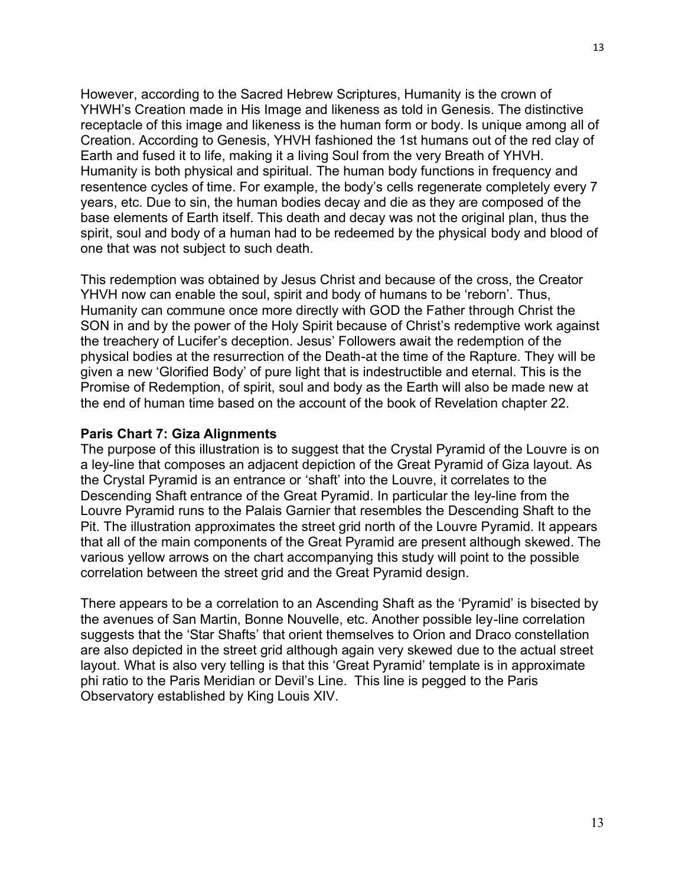However, according to the Sacred Hebrew Scriptures, Humanity is the crown of YHWH's Creation made in His Image and likeness as told in Genesis. The distinctive receptacle of this image and likeness is the human form or body. Is unique among all of Creation. According to Genesis, YHVH fashioned the 1st humans out of the red clay of Earth and fused it to life, making it a living Soul from the very Breath of YHVH. Humanity is both physical and spiritual. The human body functions in frequency and resentence cycles of time. For example, the body's cells regenerate completely every 7 years, etc. Due to sin, the human bodies decay and die as they are composed of the base elements of Earth itself. This death and decay was not the original plan, thus the spirit, soul and body of a human had to be redeemed by the physical body and blood of one that was not subject to such death.

This redemption was obtained by Jesus Christ and because of the cross, the Creator YHVH now can enable the soul, spirit and body of humans to be 'reborn'. Thus, Humanity can commune once more directly with GOD the Father through Christ the SON in and by the power of the Holy Spirit because of Christ's redemptive work against the treachery of Lucifer's deception. Jesus' Followers await the redemption of the physical bodies at the resurrection of the Death-at the time of the Rapture. They will be given a new 'Glorified Body' of pure light that is indestructible and eternal. This is the Promise of Redemption, of spirit, soul and body as the Earth will also be made new at the end of human time based on the account of the book of Revelation chapter 22.

**Paris Chart 7: Giza Alignments**

The purpose of this illustration is to suggest that the Crystal Pyramid of the Louvre is on a ley-line that composes an adjacent depiction of the Great Pyramid of Giza layout. As the Crystal Pyramid is an entrance or 'shaft' into the Louvre, it correlates to the Descending Shaft entrance of the Great Pyramid. In particular the ley-line from the Louvre Pyramid runs to the Palais Garnier that resembles the Descending Shaft to the Pit. The illustration approximates the street grid north of the Louvre Pyramid. It appears that all of the main components of the Great Pyramid are present although skewed. The various yellow arrows on the chart accompanying this study will point to the possible correlation between the street grid and the Great Pyramid design.

There appears to be a correlation to an Ascending Shaft as the 'Pyramid' is bisected by the avenues of San Martin, Bonne Nouvelle, etc. Another possible ley-line correlation suggests that the 'Star Shafts' that orient themselves to Orion and Draco constellation are also depicted in the street grid although again very skewed due to the actual street layout. What is also very telling is that this 'Great Pyramid' template is in approximate phi ratio to the Paris Meridian or Devil's Line. This line is pegged to the Paris Observatory established by King Louis XIV.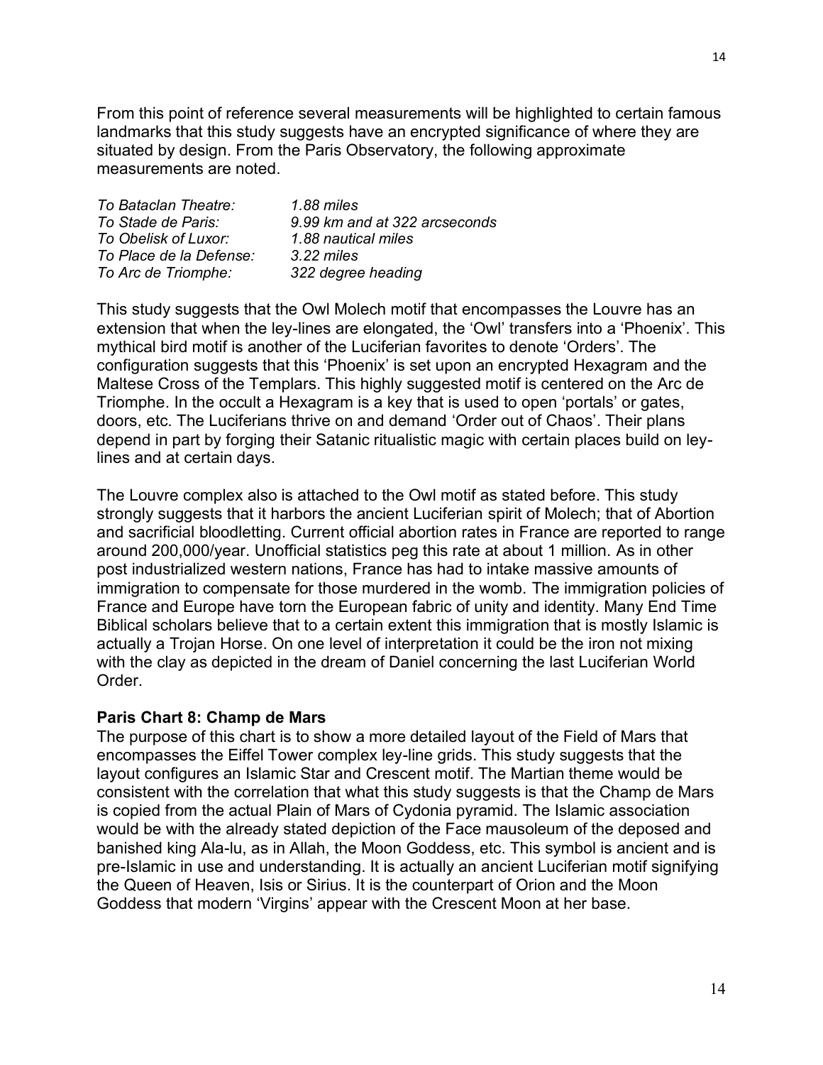From this point of reference several measurements will be highlighted to certain famous landmarks that this study suggests have an encrypted significance of where they are situated by design. From the Paris Observatory, the following approximate measurements are noted.

| | |
|---|---|
| *To Bataclan Theatre:* | *1.88 miles* |
| *To Stade de Paris:* | *9.99 km and at 322 arcseconds* |
| *To Obelisk of Luxor:* | *1.88 nautical miles* |
| *To Place de la Defense:* | *3.22 miles* |
| *To Arc de Triomphe:* | *322 degree heading* |

This study suggests that the Owl Molech motif that encompasses the Louvre has an extension that when the ley-lines are elongated, the 'Owl' transfers into a 'Phoenix'. This mythical bird motif is another of the Luciferian favorites to denote 'Orders'. The configuration suggests that this 'Phoenix' is set upon an encrypted Hexagram and the Maltese Cross of the Templars. This highly suggested motif is centered on the Arc de Triomphe. In the occult a Hexagram is a key that is used to open 'portals' or gates, doors, etc. The Luciferians thrive on and demand 'Order out of Chaos'. Their plans depend in part by forging their Satanic ritualistic magic with certain places build on ley-lines and at certain days.

The Louvre complex also is attached to the Owl motif as stated before. This study strongly suggests that it harbors the ancient Luciferian spirit of Molech; that of Abortion and sacrificial bloodletting. Current official abortion rates in France are reported to range around 200,000/year. Unofficial statistics peg this rate at about 1 million. As in other post industrialized western nations, France has had to intake massive amounts of immigration to compensate for those murdered in the womb. The immigration policies of France and Europe have torn the European fabric of unity and identity. Many End Time Biblical scholars believe that to a certain extent this immigration that is mostly Islamic is actually a Trojan Horse. On one level of interpretation it could be the iron not mixing with the clay as depicted in the dream of Daniel concerning the last Luciferian World Order.

**Paris Chart 8: Champ de Mars**

The purpose of this chart is to show a more detailed layout of the Field of Mars that encompasses the Eiffel Tower complex ley-line grids. This study suggests that the layout configures an Islamic Star and Crescent motif. The Martian theme would be consistent with the correlation that what this study suggests is that the Champ de Mars is copied from the actual Plain of Mars of Cydonia pyramid. The Islamic association would be with the already stated depiction of the Face mausoleum of the deposed and banished king Ala-lu, as in Allah, the Moon Goddess, etc. This symbol is ancient and is pre-Islamic in use and understanding. It is actually an ancient Luciferian motif signifying the Queen of Heaven, Isis or Sirius. It is the counterpart of Orion and the Moon Goddess that modern 'Virgins' appear with the Crescent Moon at her base.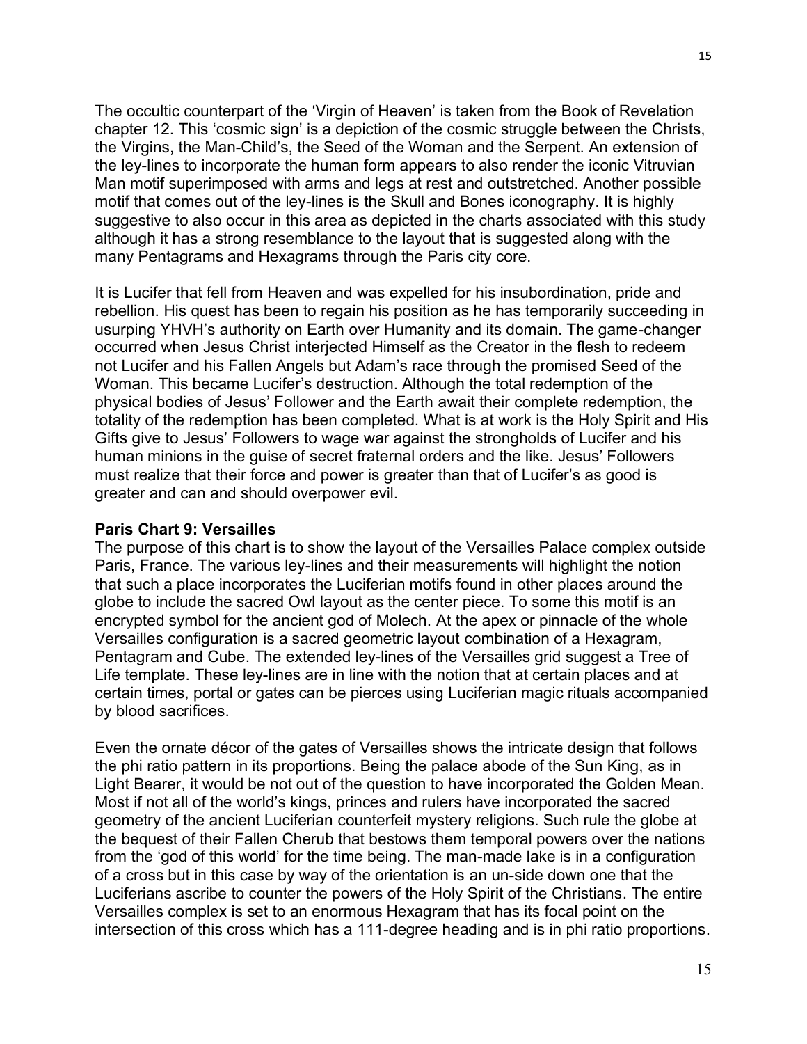The occultic counterpart of the 'Virgin of Heaven' is taken from the Book of Revelation chapter 12. This 'cosmic sign' is a depiction of the cosmic struggle between the Christs, the Virgins, the Man-Child's, the Seed of the Woman and the Serpent. An extension of the ley-lines to incorporate the human form appears to also render the iconic Vitruvian Man motif superimposed with arms and legs at rest and outstretched. Another possible motif that comes out of the ley-lines is the Skull and Bones iconography. It is highly suggestive to also occur in this area as depicted in the charts associated with this study although it has a strong resemblance to the layout that is suggested along with the many Pentagrams and Hexagrams through the Paris city core.

It is Lucifer that fell from Heaven and was expelled for his insubordination, pride and rebellion. His quest has been to regain his position as he has temporarily succeeding in usurping YHVH's authority on Earth over Humanity and its domain. The game-changer occurred when Jesus Christ interjected Himself as the Creator in the flesh to redeem not Lucifer and his Fallen Angels but Adam's race through the promised Seed of the Woman. This became Lucifer's destruction. Although the total redemption of the physical bodies of Jesus' Follower and the Earth await their complete redemption, the totality of the redemption has been completed. What is at work is the Holy Spirit and His Gifts give to Jesus' Followers to wage war against the strongholds of Lucifer and his human minions in the guise of secret fraternal orders and the like. Jesus' Followers must realize that their force and power is greater than that of Lucifer's as good is greater and can and should overpower evil.

**Paris Chart 9: Versailles**
The purpose of this chart is to show the layout of the Versailles Palace complex outside Paris, France. The various ley-lines and their measurements will highlight the notion that such a place incorporates the Luciferian motifs found in other places around the globe to include the sacred Owl layout as the center piece. To some this motif is an encrypted symbol for the ancient god of Molech. At the apex or pinnacle of the whole Versailles configuration is a sacred geometric layout combination of a Hexagram, Pentagram and Cube. The extended ley-lines of the Versailles grid suggest a Tree of Life template. These ley-lines are in line with the notion that at certain places and at certain times, portal or gates can be pierces using Luciferian magic rituals accompanied by blood sacrifices.

Even the ornate décor of the gates of Versailles shows the intricate design that follows the phi ratio pattern in its proportions. Being the palace abode of the Sun King, as in Light Bearer, it would be not out of the question to have incorporated the Golden Mean. Most if not all of the world's kings, princes and rulers have incorporated the sacred geometry of the ancient Luciferian counterfeit mystery religions. Such rule the globe at the bequest of their Fallen Cherub that bestows them temporal powers over the nations from the 'god of this world' for the time being. The man-made lake is in a configuration of a cross but in this case by way of the orientation is an un-side down one that the Luciferians ascribe to counter the powers of the Holy Spirit of the Christians. The entire Versailles complex is set to an enormous Hexagram that has its focal point on the intersection of this cross which has a 111-degree heading and is in phi ratio proportions.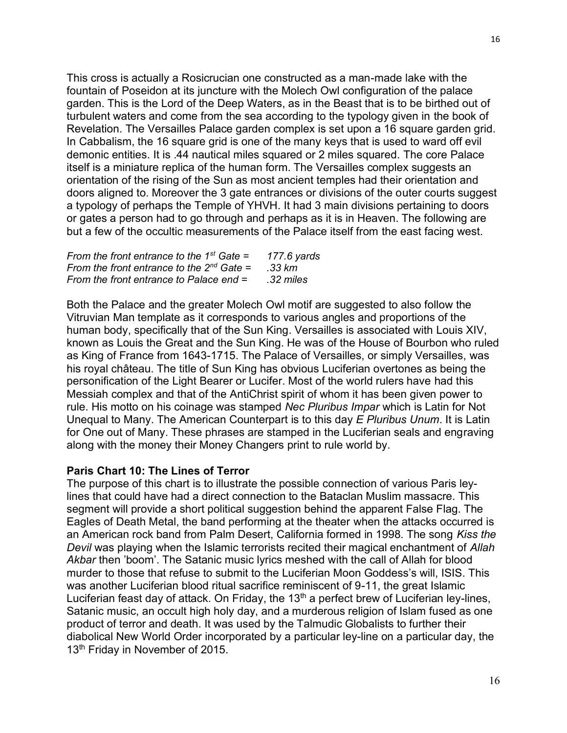This cross is actually a Rosicrucian one constructed as a man-made lake with the fountain of Poseidon at its juncture with the Molech Owl configuration of the palace garden. This is the Lord of the Deep Waters, as in the Beast that is to be birthed out of turbulent waters and come from the sea according to the typology given in the book of Revelation. The Versailles Palace garden complex is set upon a 16 square garden grid. In Cabbalism, the 16 square grid is one of the many keys that is used to ward off evil demonic entities. It is .44 nautical miles squared or 2 miles squared. The core Palace itself is a miniature replica of the human form. The Versailles complex suggests an orientation of the rising of the Sun as most ancient temples had their orientation and doors aligned to. Moreover the 3 gate entrances or divisions of the outer courts suggest a typology of perhaps the Temple of YHVH. It had 3 main divisions pertaining to doors or gates a person had to go through and perhaps as it is in Heaven. The following are but a few of the occultic measurements of the Palace itself from the east facing west.

*From the front entrance to the 1st Gate =* *177.6 yards*
*From the front entrance to the 2nd Gate =* *.33 km*
*From the front entrance to Palace end =* *.32 miles*

Both the Palace and the greater Molech Owl motif are suggested to also follow the Vitruvian Man template as it corresponds to various angles and proportions of the human body, specifically that of the Sun King. Versailles is associated with Louis XIV, known as Louis the Great and the Sun King. He was of the House of Bourbon who ruled as King of France from 1643-1715. The Palace of Versailles, or simply Versailles, was his royal château. The title of Sun King has obvious Luciferian overtones as being the personification of the Light Bearer or Lucifer. Most of the world rulers have had this Messiah complex and that of the AntiChrist spirit of whom it has been given power to rule. His motto on his coinage was stamped *Nec Pluribus Impar* which is Latin for Not Unequal to Many. The American Counterpart is to this day *E Pluribus Unum*. It is Latin for One out of Many. These phrases are stamped in the Luciferian seals and engraving along with the money their Money Changers print to rule world by.

**Paris Chart 10: The Lines of Terror**

The purpose of this chart is to illustrate the possible connection of various Paris ley-lines that could have had a direct connection to the Bataclan Muslim massacre. This segment will provide a short political suggestion behind the apparent False Flag. The Eagles of Death Metal, the band performing at the theater when the attacks occurred is an American rock band from Palm Desert, California formed in 1998. The song *Kiss the Devil* was playing when the Islamic terrorists recited their magical enchantment of *Allah Akbar* then 'boom'. The Satanic music lyrics meshed with the call of Allah for blood murder to those that refuse to submit to the Luciferian Moon Goddess's will, ISIS. This was another Luciferian blood ritual sacrifice reminiscent of 9-11, the great Islamic Luciferian feast day of attack. On Friday, the 13th a perfect brew of Luciferian ley-lines, Satanic music, an occult high holy day, and a murderous religion of Islam fused as one product of terror and death. It was used by the Talmudic Globalists to further their diabolical New World Order incorporated by a particular ley-line on a particular day, the 13th Friday in November of 2015.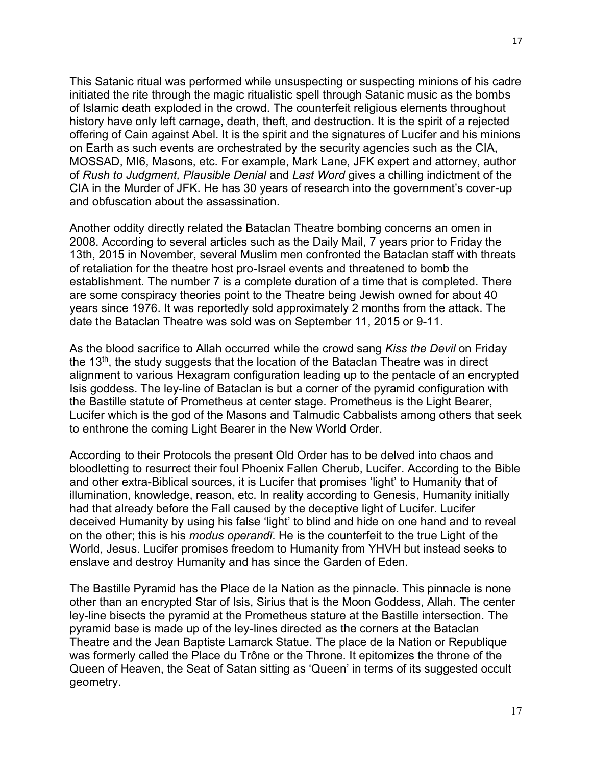This Satanic ritual was performed while unsuspecting or suspecting minions of his cadre initiated the rite through the magic ritualistic spell through Satanic music as the bombs of Islamic death exploded in the crowd. The counterfeit religious elements throughout history have only left carnage, death, theft, and destruction. It is the spirit of a rejected offering of Cain against Abel. It is the spirit and the signatures of Lucifer and his minions on Earth as such events are orchestrated by the security agencies such as the CIA, MOSSAD, MI6, Masons, etc. For example, Mark Lane, JFK expert and attorney, author of *Rush to Judgment, Plausible Denial* and *Last Word* gives a chilling indictment of the CIA in the Murder of JFK. He has 30 years of research into the government's cover-up and obfuscation about the assassination.

Another oddity directly related the Bataclan Theatre bombing concerns an omen in 2008. According to several articles such as the Daily Mail, 7 years prior to Friday the 13th, 2015 in November, several Muslim men confronted the Bataclan staff with threats of retaliation for the theatre host pro-Israel events and threatened to bomb the establishment. The number 7 is a complete duration of a time that is completed. There are some conspiracy theories point to the Theatre being Jewish owned for about 40 years since 1976. It was reportedly sold approximately 2 months from the attack. The date the Bataclan Theatre was sold was on September 11, 2015 or 9-11.

As the blood sacrifice to Allah occurred while the crowd sang *Kiss the Devil* on Friday the 13th, the study suggests that the location of the Bataclan Theatre was in direct alignment to various Hexagram configuration leading up to the pentacle of an encrypted Isis goddess. The ley-line of Bataclan is but a corner of the pyramid configuration with the Bastille statute of Prometheus at center stage. Prometheus is the Light Bearer, Lucifer which is the god of the Masons and Talmudic Cabbalists among others that seek to enthrone the coming Light Bearer in the New World Order.

According to their Protocols the present Old Order has to be delved into chaos and bloodletting to resurrect their foul Phoenix Fallen Cherub, Lucifer. According to the Bible and other extra-Biblical sources, it is Lucifer that promises 'light' to Humanity that of illumination, knowledge, reason, etc. In reality according to Genesis, Humanity initially had that already before the Fall caused by the deceptive light of Lucifer. Lucifer deceived Humanity by using his false 'light' to blind and hide on one hand and to reveal on the other; this is his *modus operandī*. He is the counterfeit to the true Light of the World, Jesus. Lucifer promises freedom to Humanity from YHVH but instead seeks to enslave and destroy Humanity and has since the Garden of Eden.

The Bastille Pyramid has the Place de la Nation as the pinnacle. This pinnacle is none other than an encrypted Star of Isis, Sirius that is the Moon Goddess, Allah. The center ley-line bisects the pyramid at the Prometheus stature at the Bastille intersection. The pyramid base is made up of the ley-lines directed as the corners at the Bataclan Theatre and the Jean Baptiste Lamarck Statue. The place de la Nation or Republique was formerly called the Place du Trône or the Throne. It epitomizes the throne of the Queen of Heaven, the Seat of Satan sitting as 'Queen' in terms of its suggested occult geometry.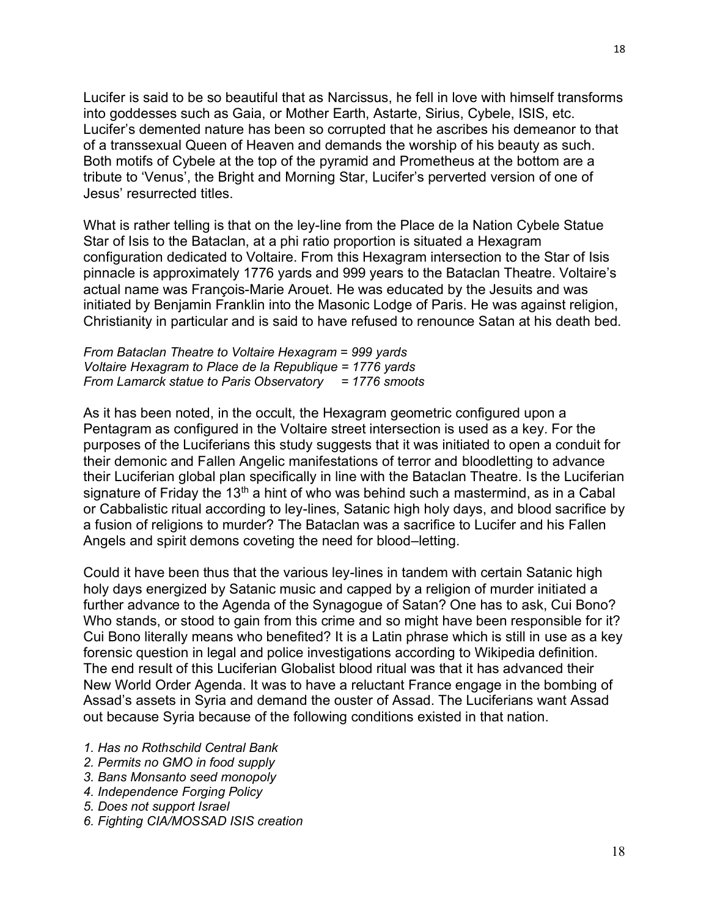Lucifer is said to be so beautiful that as Narcissus, he fell in love with himself transforms into goddesses such as Gaia, or Mother Earth, Astarte, Sirius, Cybele, ISIS, etc. Lucifer's demented nature has been so corrupted that he ascribes his demeanor to that of a transsexual Queen of Heaven and demands the worship of his beauty as such. Both motifs of Cybele at the top of the pyramid and Prometheus at the bottom are a tribute to 'Venus', the Bright and Morning Star, Lucifer's perverted version of one of Jesus' resurrected titles.

What is rather telling is that on the ley-line from the Place de la Nation Cybele Statue Star of Isis to the Bataclan, at a phi ratio proportion is situated a Hexagram configuration dedicated to Voltaire. From this Hexagram intersection to the Star of Isis pinnacle is approximately 1776 yards and 999 years to the Bataclan Theatre. Voltaire's actual name was François-Marie Arouet. He was educated by the Jesuits and was initiated by Benjamin Franklin into the Masonic Lodge of Paris. He was against religion, Christianity in particular and is said to have refused to renounce Satan at his death bed.

*From Bataclan Theatre to Voltaire Hexagram = 999 yards*
*Voltaire Hexagram to Place de la Republique = 1776 yards*
*From Lamarck statue to Paris Observatory = 1776 smoots*

As it has been noted, in the occult, the Hexagram geometric configured upon a Pentagram as configured in the Voltaire street intersection is used as a key. For the purposes of the Luciferians this study suggests that it was initiated to open a conduit for their demonic and Fallen Angelic manifestations of terror and bloodletting to advance their Luciferian global plan specifically in line with the Bataclan Theatre. Is the Luciferian signature of Friday the 13th a hint of who was behind such a mastermind, as in a Cabal or Cabbalistic ritual according to ley-lines, Satanic high holy days, and blood sacrifice by a fusion of religions to murder? The Bataclan was a sacrifice to Lucifer and his Fallen Angels and spirit demons coveting the need for blood–letting.

Could it have been thus that the various ley-lines in tandem with certain Satanic high holy days energized by Satanic music and capped by a religion of murder initiated a further advance to the Agenda of the Synagogue of Satan? One has to ask, Cui Bono? Who stands, or stood to gain from this crime and so might have been responsible for it? Cui Bono literally means who benefited? It is a Latin phrase which is still in use as a key forensic question in legal and police investigations according to Wikipedia definition. The end result of this Luciferian Globalist blood ritual was that it has advanced their New World Order Agenda. It was to have a reluctant France engage in the bombing of Assad's assets in Syria and demand the ouster of Assad. The Luciferians want Assad out because Syria because of the following conditions existed in that nation.

1. *Has no Rothschild Central Bank*
2. *Permits no GMO in food supply*
3. *Bans Monsanto seed monopoly*
4. *Independence Forging Policy*
5. *Does not support Israel*
6. *Fighting CIA/MOSSAD ISIS creation*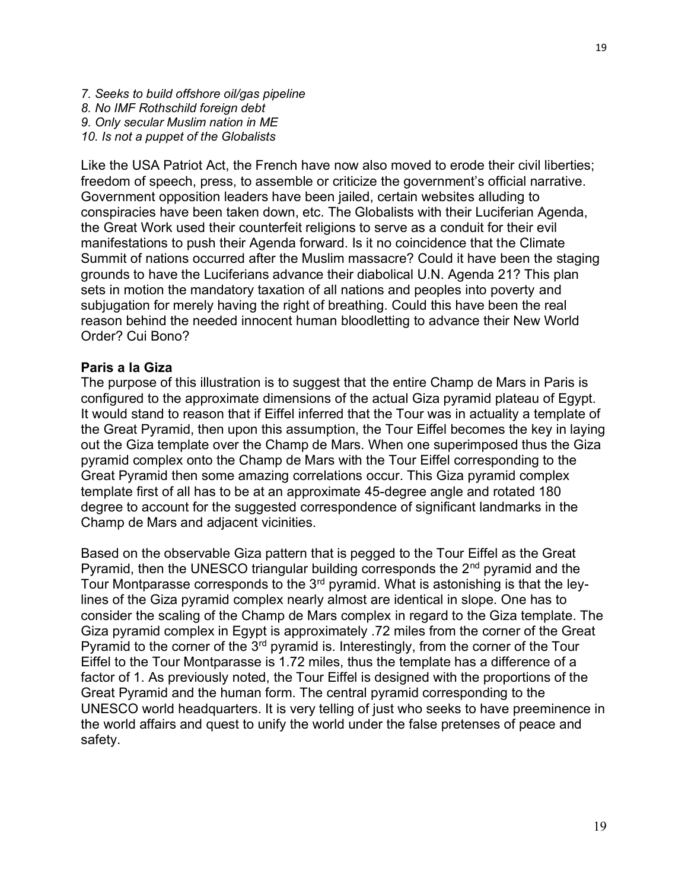*7. Seeks to build offshore oil/gas pipeline*
*8. No IMF Rothschild foreign debt*
*9. Only secular Muslim nation in ME*
*10. Is not a puppet of the Globalists*

Like the USA Patriot Act, the French have now also moved to erode their civil liberties; freedom of speech, press, to assemble or criticize the government's official narrative. Government opposition leaders have been jailed, certain websites alluding to conspiracies have been taken down, etc. The Globalists with their Luciferian Agenda, the Great Work used their counterfeit religions to serve as a conduit for their evil manifestations to push their Agenda forward. Is it no coincidence that the Climate Summit of nations occurred after the Muslim massacre? Could it have been the staging grounds to have the Luciferians advance their diabolical U.N. Agenda 21? This plan sets in motion the mandatory taxation of all nations and peoples into poverty and subjugation for merely having the right of breathing. Could this have been the real reason behind the needed innocent human bloodletting to advance their New World Order? Cui Bono?

**Paris a la Giza**

The purpose of this illustration is to suggest that the entire Champ de Mars in Paris is configured to the approximate dimensions of the actual Giza pyramid plateau of Egypt. It would stand to reason that if Eiffel inferred that the Tour was in actuality a template of the Great Pyramid, then upon this assumption, the Tour Eiffel becomes the key in laying out the Giza template over the Champ de Mars. When one superimposed thus the Giza pyramid complex onto the Champ de Mars with the Tour Eiffel corresponding to the Great Pyramid then some amazing correlations occur. This Giza pyramid complex template first of all has to be at an approximate 45-degree angle and rotated 180 degree to account for the suggested correspondence of significant landmarks in the Champ de Mars and adjacent vicinities.

Based on the observable Giza pattern that is pegged to the Tour Eiffel as the Great Pyramid, then the UNESCO triangular building corresponds the 2nd pyramid and the Tour Montparasse corresponds to the 3rd pyramid. What is astonishing is that the ley-lines of the Giza pyramid complex nearly almost are identical in slope. One has to consider the scaling of the Champ de Mars complex in regard to the Giza template. The Giza pyramid complex in Egypt is approximately .72 miles from the corner of the Great Pyramid to the corner of the 3rd pyramid is. Interestingly, from the corner of the Tour Eiffel to the Tour Montparasse is 1.72 miles, thus the template has a difference of a factor of 1. As previously noted, the Tour Eiffel is designed with the proportions of the Great Pyramid and the human form. The central pyramid corresponding to the UNESCO world headquarters. It is very telling of just who seeks to have preeminence in the world affairs and quest to unify the world under the false pretenses of peace and safety.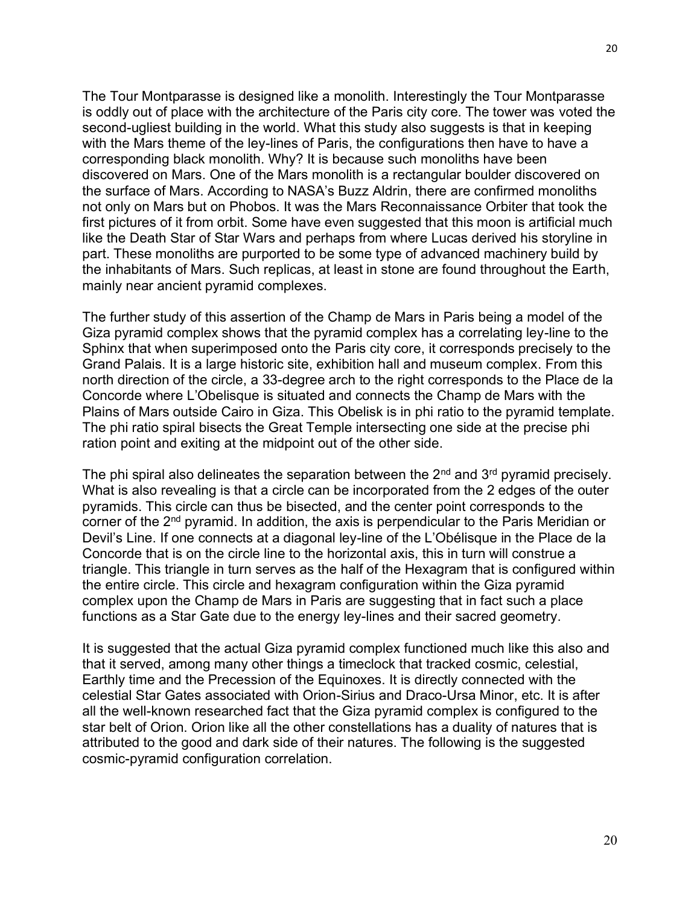The Tour Montparasse is designed like a monolith. Interestingly the Tour Montparasse is oddly out of place with the architecture of the Paris city core. The tower was voted the second-ugliest building in the world. What this study also suggests is that in keeping with the Mars theme of the ley-lines of Paris, the configurations then have to have a corresponding black monolith. Why? It is because such monoliths have been discovered on Mars. One of the Mars monolith is a rectangular boulder discovered on the surface of Mars. According to NASA's Buzz Aldrin, there are confirmed monoliths not only on Mars but on Phobos. It was the Mars Reconnaissance Orbiter that took the first pictures of it from orbit. Some have even suggested that this moon is artificial much like the Death Star of Star Wars and perhaps from where Lucas derived his storyline in part. These monoliths are purported to be some type of advanced machinery build by the inhabitants of Mars. Such replicas, at least in stone are found throughout the Earth, mainly near ancient pyramid complexes.

The further study of this assertion of the Champ de Mars in Paris being a model of the Giza pyramid complex shows that the pyramid complex has a correlating ley-line to the Sphinx that when superimposed onto the Paris city core, it corresponds precisely to the Grand Palais. It is a large historic site, exhibition hall and museum complex. From this north direction of the circle, a 33-degree arch to the right corresponds to the Place de la Concorde where L'Obelisque is situated and connects the Champ de Mars with the Plains of Mars outside Cairo in Giza. This Obelisk is in phi ratio to the pyramid template. The phi ratio spiral bisects the Great Temple intersecting one side at the precise phi ration point and exiting at the midpoint out of the other side.

The phi spiral also delineates the separation between the 2nd and 3rd pyramid precisely. What is also revealing is that a circle can be incorporated from the 2 edges of the outer pyramids. This circle can thus be bisected, and the center point corresponds to the corner of the 2nd pyramid. In addition, the axis is perpendicular to the Paris Meridian or Devil's Line. If one connects at a diagonal ley-line of the L'Obélisque in the Place de la Concorde that is on the circle line to the horizontal axis, this in turn will construe a triangle. This triangle in turn serves as the half of the Hexagram that is configured within the entire circle. This circle and hexagram configuration within the Giza pyramid complex upon the Champ de Mars in Paris are suggesting that in fact such a place functions as a Star Gate due to the energy ley-lines and their sacred geometry.

It is suggested that the actual Giza pyramid complex functioned much like this also and that it served, among many other things a timeclock that tracked cosmic, celestial, Earthly time and the Precession of the Equinoxes. It is directly connected with the celestial Star Gates associated with Orion-Sirius and Draco-Ursa Minor, etc. It is after all the well-known researched fact that the Giza pyramid complex is configured to the star belt of Orion. Orion like all the other constellations has a duality of natures that is attributed to the good and dark side of their natures. The following is the suggested cosmic-pyramid configuration correlation.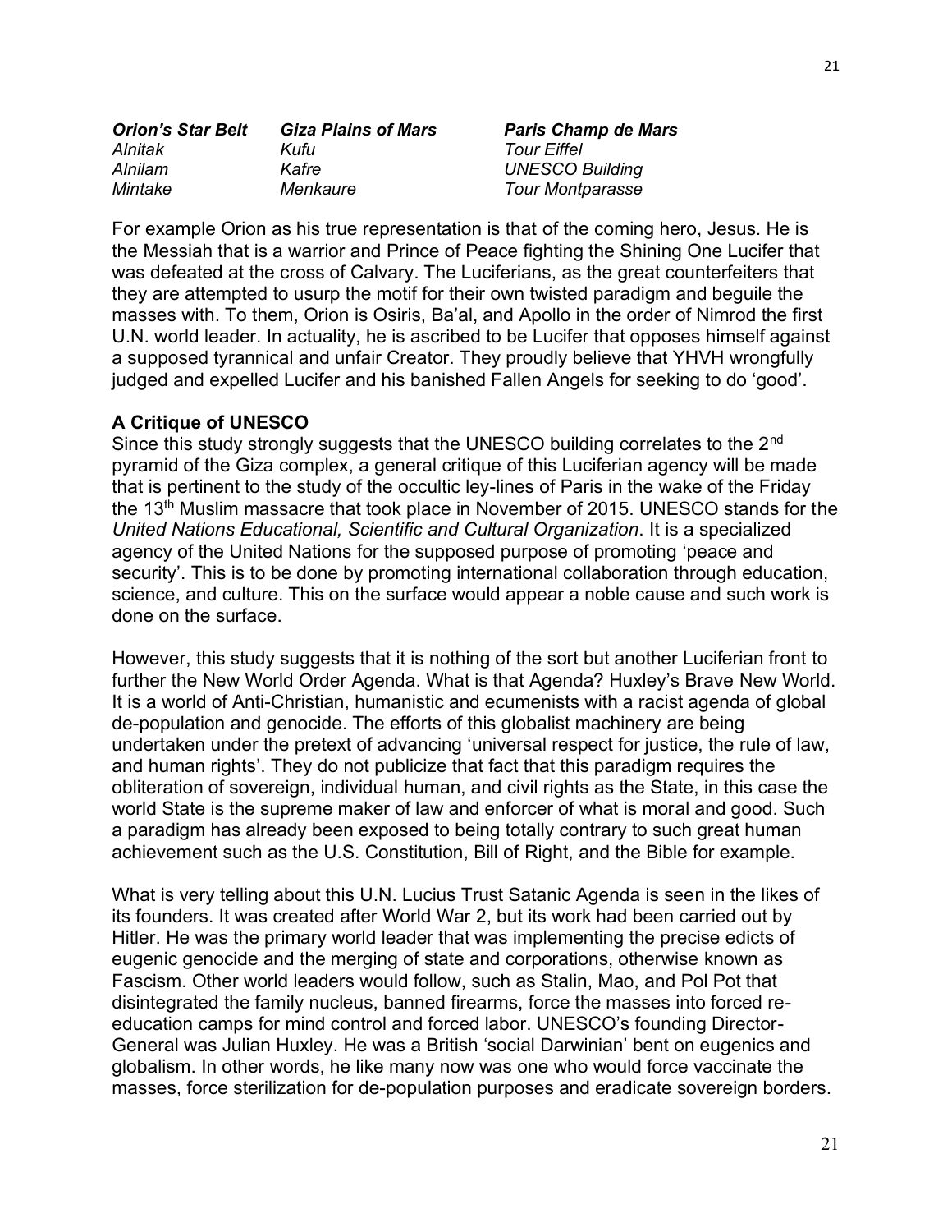| *Orion's Star Belt* | *Giza Plains of Mars* | *Paris Champ de Mars* |
|---|---|---|
| *Alnitak* | *Kufu* | *Tour Eiffel* |
| *Alnilam* | *Kafre* | *UNESCO Building* |
| *Mintake* | *Menkaure* | *Tour Montparasse* |

For example Orion as his true representation is that of the coming hero, Jesus. He is the Messiah that is a warrior and Prince of Peace fighting the Shining One Lucifer that was defeated at the cross of Calvary. The Luciferians, as the great counterfeiters that they are attempted to usurp the motif for their own twisted paradigm and beguile the masses with. To them, Orion is Osiris, Ba'al, and Apollo in the order of Nimrod the first U.N. world leader. In actuality, he is ascribed to be Lucifer that opposes himself against a supposed tyrannical and unfair Creator. They proudly believe that YHVH wrongfully judged and expelled Lucifer and his banished Fallen Angels for seeking to do 'good'.

**A Critique of UNESCO**

Since this study strongly suggests that the UNESCO building correlates to the 2nd pyramid of the Giza complex, a general critique of this Luciferian agency will be made that is pertinent to the study of the occultic ley-lines of Paris in the wake of the Friday the 13th Muslim massacre that took place in November of 2015. UNESCO stands for the *United Nations Educational, Scientific and Cultural Organization*. It is a specialized agency of the United Nations for the supposed purpose of promoting 'peace and security'. This is to be done by promoting international collaboration through education, science, and culture. This on the surface would appear a noble cause and such work is done on the surface.

However, this study suggests that it is nothing of the sort but another Luciferian front to further the New World Order Agenda. What is that Agenda? Huxley's Brave New World. It is a world of Anti-Christian, humanistic and ecumenists with a racist agenda of global de-population and genocide. The efforts of this globalist machinery are being undertaken under the pretext of advancing 'universal respect for justice, the rule of law, and human rights'. They do not publicize that fact that this paradigm requires the obliteration of sovereign, individual human, and civil rights as the State, in this case the world State is the supreme maker of law and enforcer of what is moral and good. Such a paradigm has already been exposed to being totally contrary to such great human achievement such as the U.S. Constitution, Bill of Right, and the Bible for example.

What is very telling about this U.N. Lucius Trust Satanic Agenda is seen in the likes of its founders. It was created after World War 2, but its work had been carried out by Hitler. He was the primary world leader that was implementing the precise edicts of eugenic genocide and the merging of state and corporations, otherwise known as Fascism. Other world leaders would follow, such as Stalin, Mao, and Pol Pot that disintegrated the family nucleus, banned firearms, force the masses into forced re-education camps for mind control and forced labor. UNESCO's founding Director-General was Julian Huxley. He was a British 'social Darwinian' bent on eugenics and globalism. In other words, he like many now was one who would force vaccinate the masses, force sterilization for de-population purposes and eradicate sovereign borders.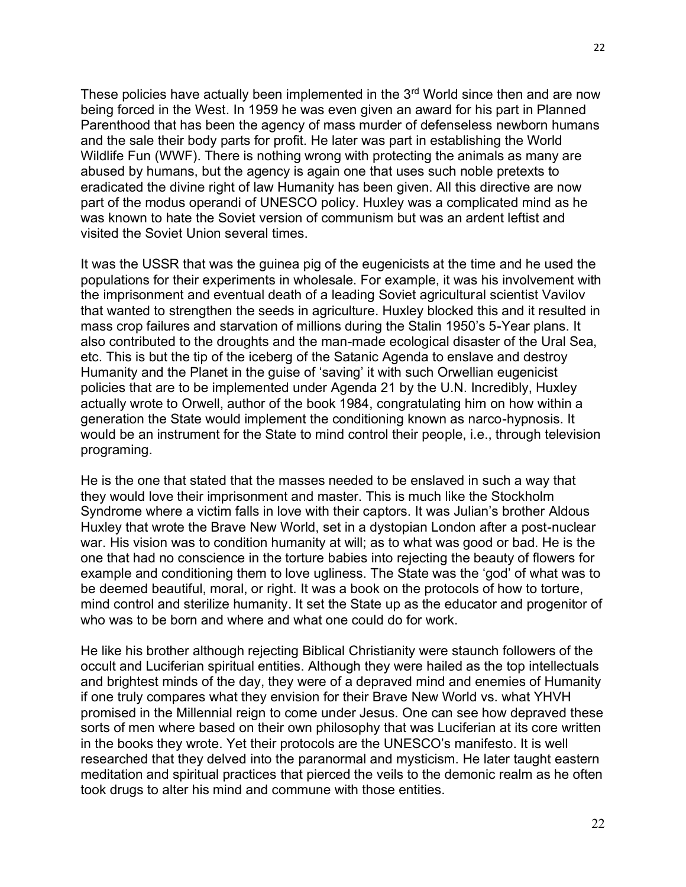These policies have actually been implemented in the 3rd World since then and are now being forced in the West. In 1959 he was even given an award for his part in Planned Parenthood that has been the agency of mass murder of defenseless newborn humans and the sale their body parts for profit. He later was part in establishing the World Wildlife Fun (WWF). There is nothing wrong with protecting the animals as many are abused by humans, but the agency is again one that uses such noble pretexts to eradicated the divine right of law Humanity has been given. All this directive are now part of the modus operandi of UNESCO policy. Huxley was a complicated mind as he was known to hate the Soviet version of communism but was an ardent leftist and visited the Soviet Union several times.

It was the USSR that was the guinea pig of the eugenicists at the time and he used the populations for their experiments in wholesale. For example, it was his involvement with the imprisonment and eventual death of a leading Soviet agricultural scientist Vavilov that wanted to strengthen the seeds in agriculture. Huxley blocked this and it resulted in mass crop failures and starvation of millions during the Stalin 1950's 5-Year plans. It also contributed to the droughts and the man-made ecological disaster of the Ural Sea, etc. This is but the tip of the iceberg of the Satanic Agenda to enslave and destroy Humanity and the Planet in the guise of 'saving' it with such Orwellian eugenicist policies that are to be implemented under Agenda 21 by the U.N. Incredibly, Huxley actually wrote to Orwell, author of the book 1984, congratulating him on how within a generation the State would implement the conditioning known as narco-hypnosis. It would be an instrument for the State to mind control their people, i.e., through television programing.

He is the one that stated that the masses needed to be enslaved in such a way that they would love their imprisonment and master. This is much like the Stockholm Syndrome where a victim falls in love with their captors. It was Julian's brother Aldous Huxley that wrote the Brave New World, set in a dystopian London after a post-nuclear war. His vision was to condition humanity at will; as to what was good or bad. He is the one that had no conscience in the torture babies into rejecting the beauty of flowers for example and conditioning them to love ugliness. The State was the 'god' of what was to be deemed beautiful, moral, or right. It was a book on the protocols of how to torture, mind control and sterilize humanity. It set the State up as the educator and progenitor of who was to be born and where and what one could do for work.

He like his brother although rejecting Biblical Christianity were staunch followers of the occult and Luciferian spiritual entities. Although they were hailed as the top intellectuals and brightest minds of the day, they were of a depraved mind and enemies of Humanity if one truly compares what they envision for their Brave New World vs. what YHVH promised in the Millennial reign to come under Jesus. One can see how depraved these sorts of men where based on their own philosophy that was Luciferian at its core written in the books they wrote. Yet their protocols are the UNESCO's manifesto. It is well researched that they delved into the paranormal and mysticism. He later taught eastern meditation and spiritual practices that pierced the veils to the demonic realm as he often took drugs to alter his mind and commune with those entities.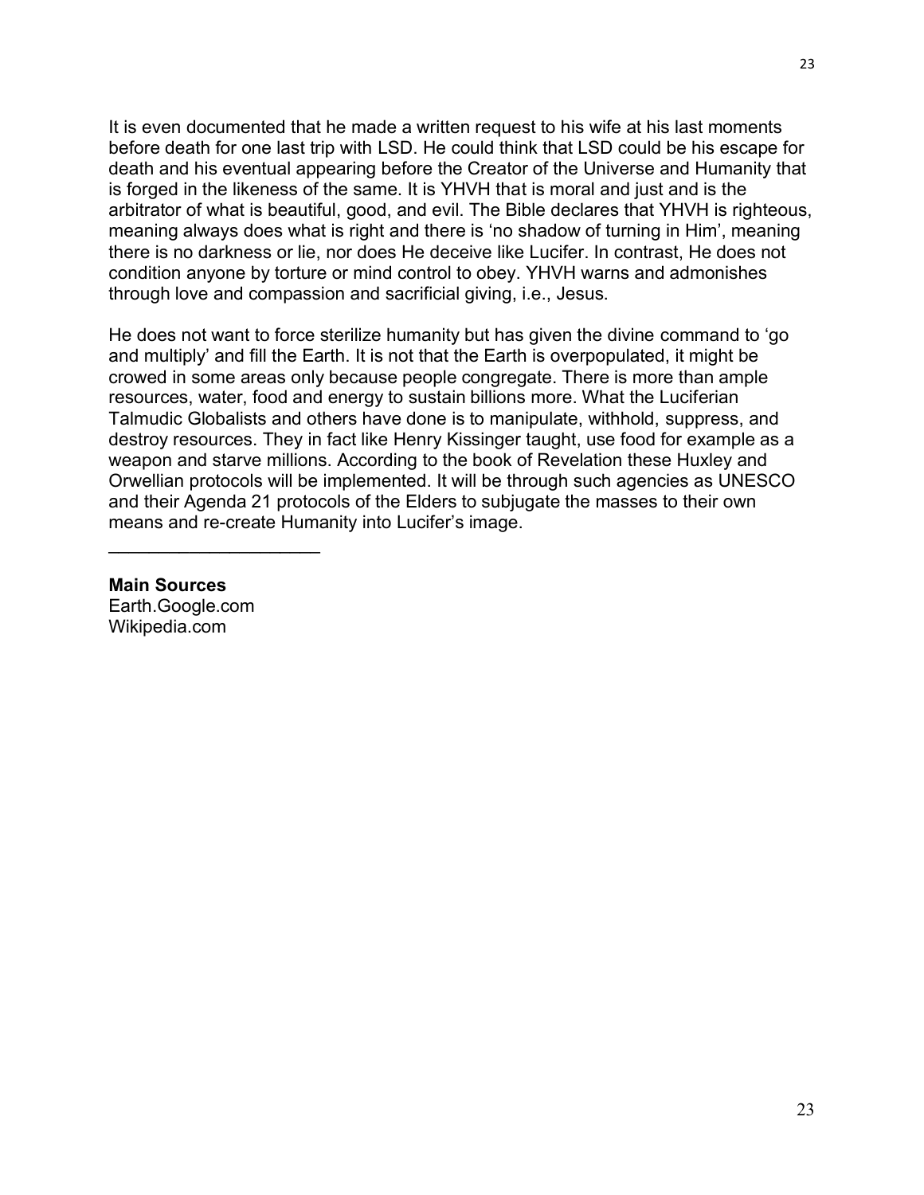It is even documented that he made a written request to his wife at his last moments before death for one last trip with LSD. He could think that LSD could be his escape for death and his eventual appearing before the Creator of the Universe and Humanity that is forged in the likeness of the same. It is YHVH that is moral and just and is the arbitrator of what is beautiful, good, and evil. The Bible declares that YHVH is righteous, meaning always does what is right and there is 'no shadow of turning in Him', meaning there is no darkness or lie, nor does He deceive like Lucifer. In contrast, He does not condition anyone by torture or mind control to obey. YHVH warns and admonishes through love and compassion and sacrificial giving, i.e., Jesus.

He does not want to force sterilize humanity but has given the divine command to 'go and multiply' and fill the Earth. It is not that the Earth is overpopulated, it might be crowed in some areas only because people congregate. There is more than ample resources, water, food and energy to sustain billions more. What the Luciferian Talmudic Globalists and others have done is to manipulate, withhold, suppress, and destroy resources. They in fact like Henry Kissinger taught, use food for example as a weapon and starve millions. According to the book of Revelation these Huxley and Orwellian protocols will be implemented. It will be through such agencies as UNESCO and their Agenda 21 protocols of the Elders to subjugate the masses to their own means and re-create Humanity into Lucifer's image.

---

**Main Sources**
Earth.Google.com
Wikipedia.com